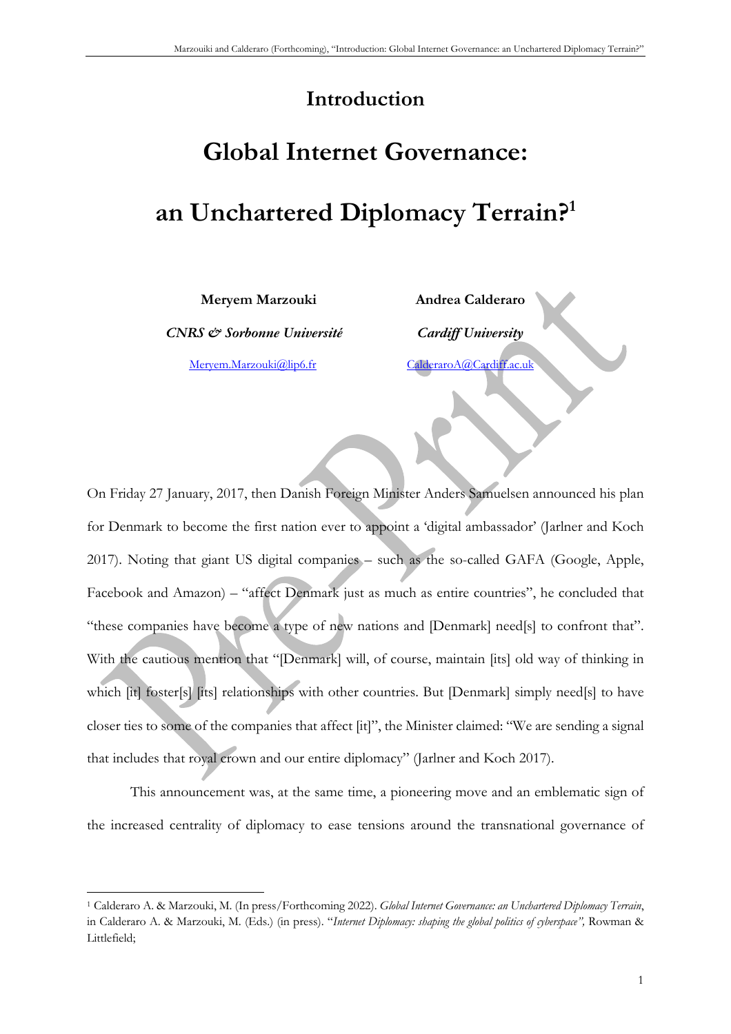# Introduction

# Global Internet Governance: an Unchartered Diplomacy Terrain?[1]

**Meryem Marzouki**

***CNRS & Sorbonne Université***

Meryem.Marzouki@lip6.fr

**Andrea Calderaro**

***Cardiff University***

CalderaroA@Cardiff.ac.uk

On Friday 27 January, 2017, then Danish Foreign Minister Anders Samuelsen announced his plan for Denmark to become the first nation ever to appoint a 'digital ambassador' (Jarlner and Koch 2017). Noting that giant US digital companies – such as the so-called GAFA (Google, Apple, Facebook and Amazon) – "affect Denmark just as much as entire countries", he concluded that "these companies have become a type of new nations and [Denmark] need[s] to confront that". With the cautious mention that "[Denmark] will, of course, maintain [its] old way of thinking in which [it] foster[s] [its] relationships with other countries. But [Denmark] simply need[s] to have closer ties to some of the companies that affect [it]", the Minister claimed: "We are sending a signal that includes that royal crown and our entire diplomacy" (Jarlner and Koch 2017).

This announcement was, at the same time, a pioneering move and an emblematic sign of the increased centrality of diplomacy to ease tensions around the transnational governance of

---

[1] Calderaro A. & Marzouki, M. (In press/Forthcoming 2022). *Global Internet Governance: an Unchartered Diplomacy Terrain*, in Calderaro A. & Marzouki, M. (Eds.) (in press). "*Internet Diplomacy: shaping the global politics of cyberspace",* Rowman & Littlefield;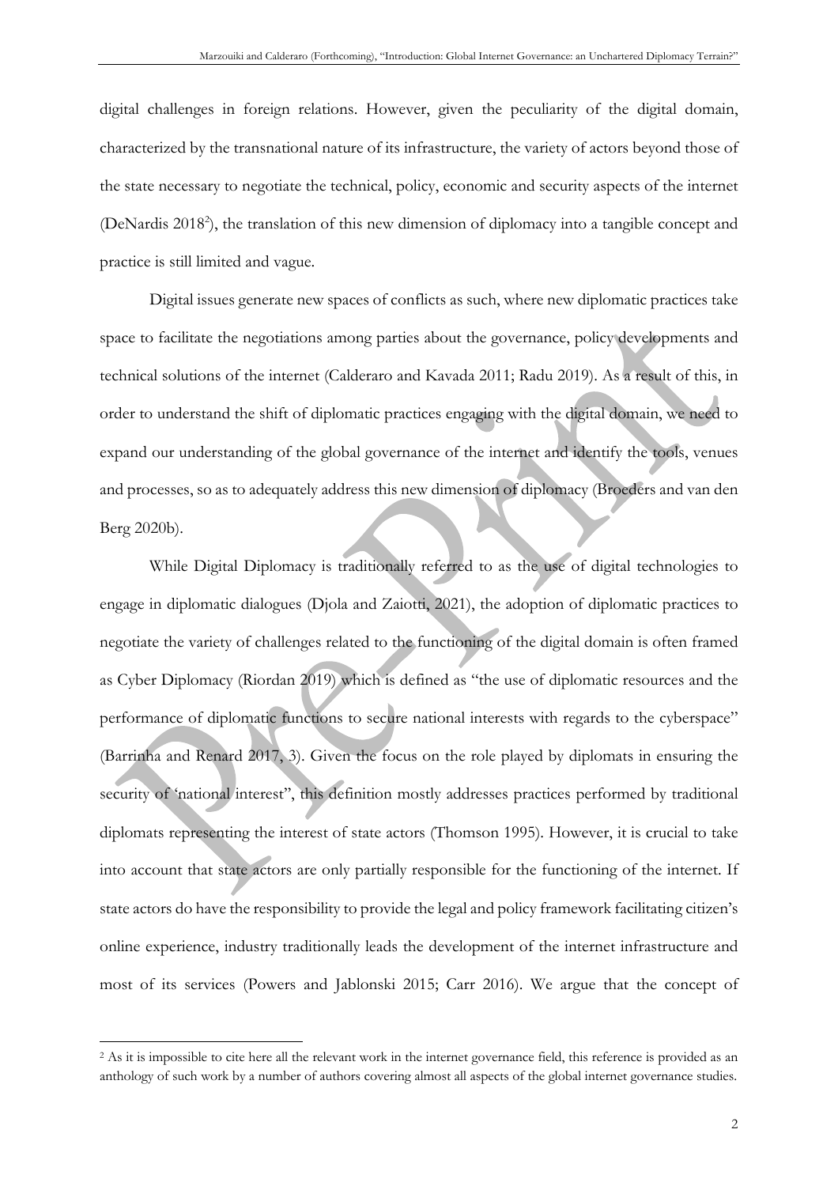digital challenges in foreign relations. However, given the peculiarity of the digital domain, characterized by the transnational nature of its infrastructure, the variety of actors beyond those of the state necessary to negotiate the technical, policy, economic and security aspects of the internet (DeNardis 2018[2]), the translation of this new dimension of diplomacy into a tangible concept and practice is still limited and vague.

Digital issues generate new spaces of conflicts as such, where new diplomatic practices take space to facilitate the negotiations among parties about the governance, policy developments and technical solutions of the internet (Calderaro and Kavada 2011; Radu 2019). As a result of this, in order to understand the shift of diplomatic practices engaging with the digital domain, we need to expand our understanding of the global governance of the internet and identify the tools, venues and processes, so as to adequately address this new dimension of diplomacy (Broeders and van den Berg 2020b).

While Digital Diplomacy is traditionally referred to as the use of digital technologies to engage in diplomatic dialogues (Djola and Zaiotti, 2021), the adoption of diplomatic practices to negotiate the variety of challenges related to the functioning of the digital domain is often framed as Cyber Diplomacy (Riordan 2019) which is defined as "the use of diplomatic resources and the performance of diplomatic functions to secure national interests with regards to the cyberspace" (Barrinha and Renard 2017, 3). Given the focus on the role played by diplomats in ensuring the security of 'national interest", this definition mostly addresses practices performed by traditional diplomats representing the interest of state actors (Thomson 1995). However, it is crucial to take into account that state actors are only partially responsible for the functioning of the internet. If state actors do have the responsibility to provide the legal and policy framework facilitating citizen's online experience, industry traditionally leads the development of the internet infrastructure and most of its services (Powers and Jablonski 2015; Carr 2016). We argue that the concept of

[2] As it is impossible to cite here all the relevant work in the internet governance field, this reference is provided as an anthology of such work by a number of authors covering almost all aspects of the global internet governance studies.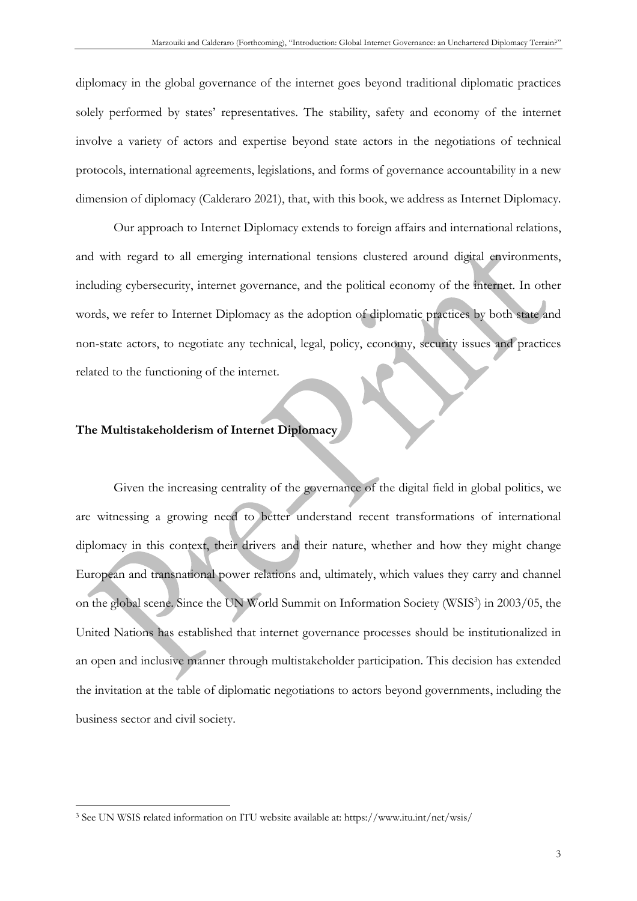diplomacy in the global governance of the internet goes beyond traditional diplomatic practices solely performed by states' representatives. The stability, safety and economy of the internet involve a variety of actors and expertise beyond state actors in the negotiations of technical protocols, international agreements, legislations, and forms of governance accountability in a new dimension of diplomacy (Calderaro 2021), that, with this book, we address as Internet Diplomacy.

Our approach to Internet Diplomacy extends to foreign affairs and international relations, and with regard to all emerging international tensions clustered around digital environments, including cybersecurity, internet governance, and the political economy of the internet. In other words, we refer to Internet Diplomacy as the adoption of diplomatic practices by both state and non-state actors, to negotiate any technical, legal, policy, economy, security issues and practices related to the functioning of the internet.

**The Multistakeholderism of Internet Diplomacy**

Given the increasing centrality of the governance of the digital field in global politics, we are witnessing a growing need to better understand recent transformations of international diplomacy in this context, their drivers and their nature, whether and how they might change European and transnational power relations and, ultimately, which values they carry and channel on the global scene. Since the UN World Summit on Information Society (WSIS[3]) in 2003/05, the United Nations has established that internet governance processes should be institutionalized in an open and inclusive manner through multistakeholder participation. This decision has extended the invitation at the table of diplomatic negotiations to actors beyond governments, including the business sector and civil society.

[3] See UN WSIS related information on ITU website available at: https://www.itu.int/net/wsis/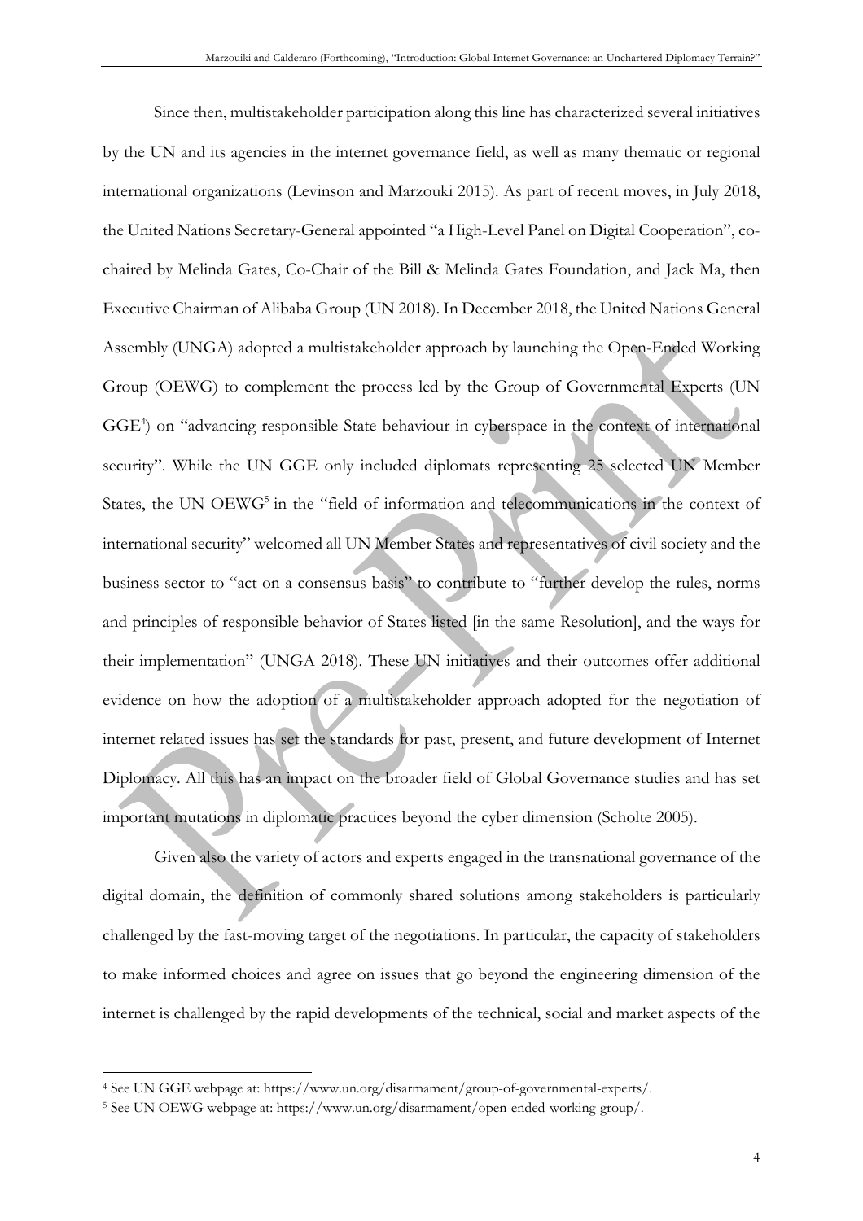Since then, multistakeholder participation along this line has characterized several initiatives by the UN and its agencies in the internet governance field, as well as many thematic or regional international organizations (Levinson and Marzouki 2015). As part of recent moves, in July 2018, the United Nations Secretary-General appointed "a High-Level Panel on Digital Cooperation", co-chaired by Melinda Gates, Co-Chair of the Bill & Melinda Gates Foundation, and Jack Ma, then Executive Chairman of Alibaba Group (UN 2018). In December 2018, the United Nations General Assembly (UNGA) adopted a multistakeholder approach by launching the Open-Ended Working Group (OEWG) to complement the process led by the Group of Governmental Experts (UN GGE[4]) on "advancing responsible State behaviour in cyberspace in the context of international security". While the UN GGE only included diplomats representing 25 selected UN Member States, the UN OEWG[5] in the "field of information and telecommunications in the context of international security" welcomed all UN Member States and representatives of civil society and the business sector to "act on a consensus basis" to contribute to "further develop the rules, norms and principles of responsible behavior of States listed [in the same Resolution], and the ways for their implementation" (UNGA 2018). These UN initiatives and their outcomes offer additional evidence on how the adoption of a multistakeholder approach adopted for the negotiation of internet related issues has set the standards for past, present, and future development of Internet Diplomacy. All this has an impact on the broader field of Global Governance studies and has set important mutations in diplomatic practices beyond the cyber dimension (Scholte 2005).

Given also the variety of actors and experts engaged in the transnational governance of the digital domain, the definition of commonly shared solutions among stakeholders is particularly challenged by the fast-moving target of the negotiations. In particular, the capacity of stakeholders to make informed choices and agree on issues that go beyond the engineering dimension of the internet is challenged by the rapid developments of the technical, social and market aspects of the

[4] See UN GGE webpage at: https://www.un.org/disarmament/group-of-governmental-experts/.

[5] See UN OEWG webpage at: https://www.un.org/disarmament/open-ended-working-group/.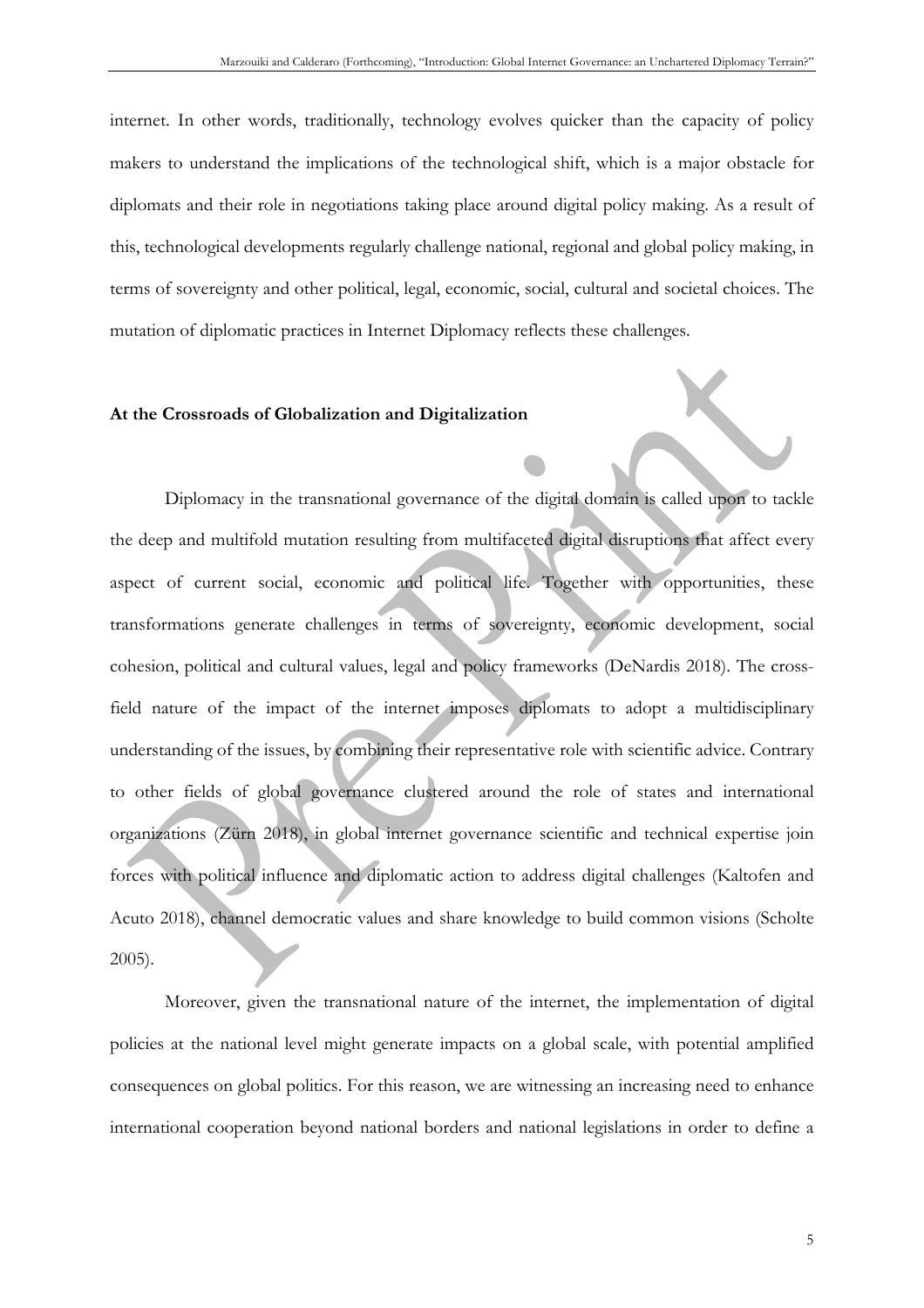internet. In other words, traditionally, technology evolves quicker than the capacity of policy makers to understand the implications of the technological shift, which is a major obstacle for diplomats and their role in negotiations taking place around digital policy making. As a result of this, technological developments regularly challenge national, regional and global policy making, in terms of sovereignty and other political, legal, economic, social, cultural and societal choices. The mutation of diplomatic practices in Internet Diplomacy reflects these challenges.

**At the Crossroads of Globalization and Digitalization**

Diplomacy in the transnational governance of the digital domain is called upon to tackle the deep and multifold mutation resulting from multifaceted digital disruptions that affect every aspect of current social, economic and political life. Together with opportunities, these transformations generate challenges in terms of sovereignty, economic development, social cohesion, political and cultural values, legal and policy frameworks (DeNardis 2018). The cross-field nature of the impact of the internet imposes diplomats to adopt a multidisciplinary understanding of the issues, by combining their representative role with scientific advice. Contrary to other fields of global governance clustered around the role of states and international organizations (Zürn 2018), in global internet governance scientific and technical expertise join forces with political influence and diplomatic action to address digital challenges (Kaltofen and Acuto 2018), channel democratic values and share knowledge to build common visions (Scholte 2005).

Moreover, given the transnational nature of the internet, the implementation of digital policies at the national level might generate impacts on a global scale, with potential amplified consequences on global politics. For this reason, we are witnessing an increasing need to enhance international cooperation beyond national borders and national legislations in order to define a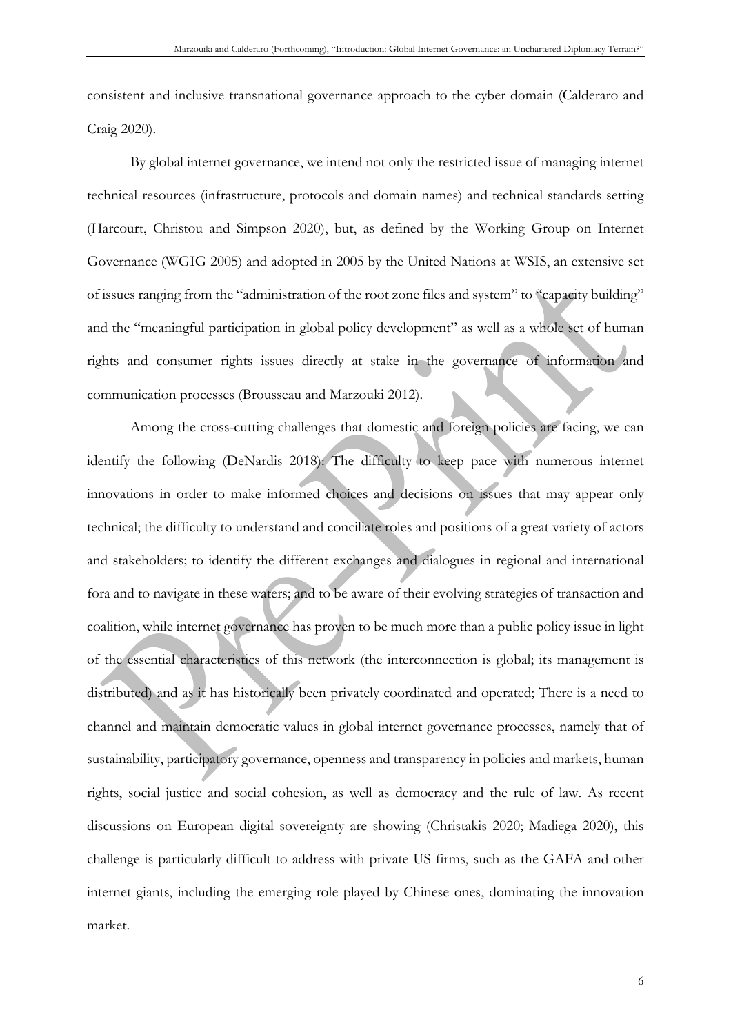consistent and inclusive transnational governance approach to the cyber domain (Calderaro and Craig 2020).

By global internet governance, we intend not only the restricted issue of managing internet technical resources (infrastructure, protocols and domain names) and technical standards setting (Harcourt, Christou and Simpson 2020), but, as defined by the Working Group on Internet Governance (WGIG 2005) and adopted in 2005 by the United Nations at WSIS, an extensive set of issues ranging from the "administration of the root zone files and system" to "capacity building" and the "meaningful participation in global policy development" as well as a whole set of human rights and consumer rights issues directly at stake in the governance of information and communication processes (Brousseau and Marzouki 2012).

Among the cross-cutting challenges that domestic and foreign policies are facing, we can identify the following (DeNardis 2018): The difficulty to keep pace with numerous internet innovations in order to make informed choices and decisions on issues that may appear only technical; the difficulty to understand and conciliate roles and positions of a great variety of actors and stakeholders; to identify the different exchanges and dialogues in regional and international fora and to navigate in these waters; and to be aware of their evolving strategies of transaction and coalition, while internet governance has proven to be much more than a public policy issue in light of the essential characteristics of this network (the interconnection is global; its management is distributed) and as it has historically been privately coordinated and operated; There is a need to channel and maintain democratic values in global internet governance processes, namely that of sustainability, participatory governance, openness and transparency in policies and markets, human rights, social justice and social cohesion, as well as democracy and the rule of law. As recent discussions on European digital sovereignty are showing (Christakis 2020; Madiega 2020), this challenge is particularly difficult to address with private US firms, such as the GAFA and other internet giants, including the emerging role played by Chinese ones, dominating the innovation market.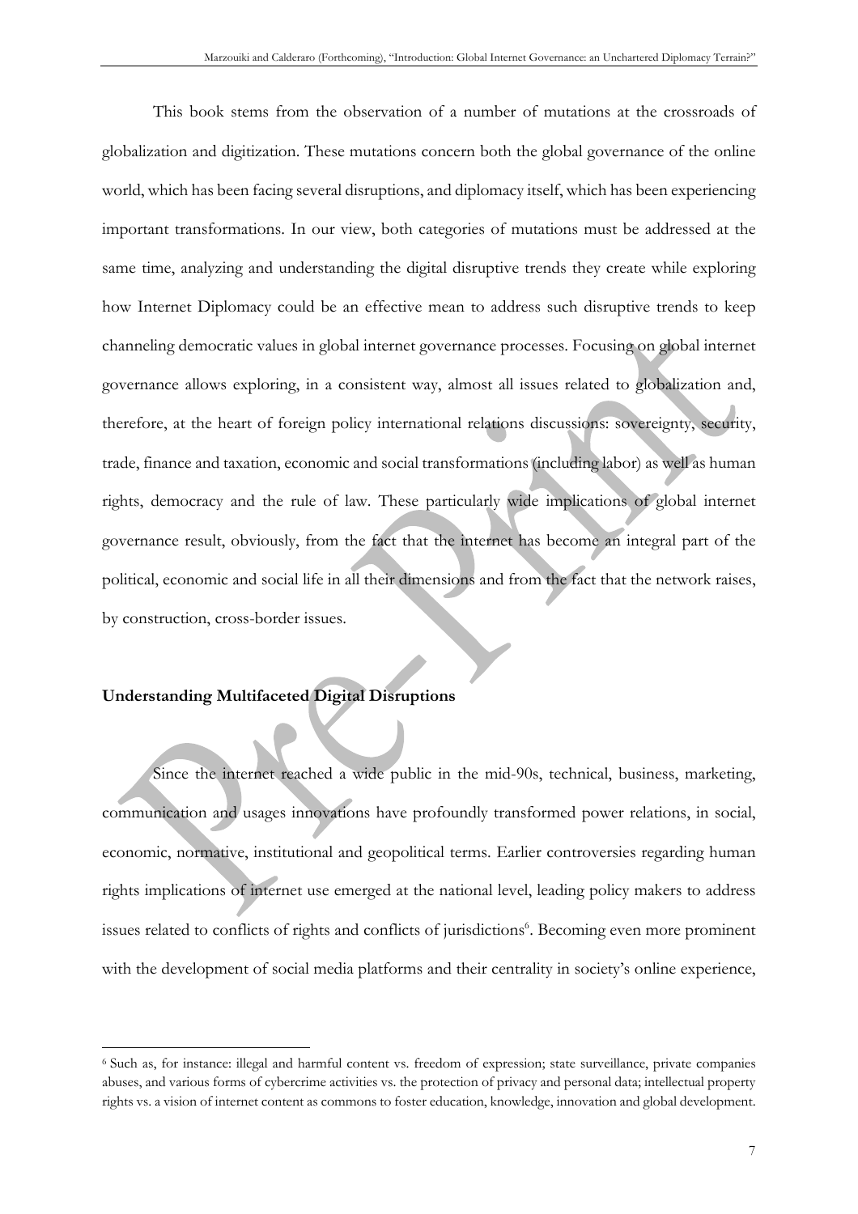This book stems from the observation of a number of mutations at the crossroads of globalization and digitization. These mutations concern both the global governance of the online world, which has been facing several disruptions, and diplomacy itself, which has been experiencing important transformations. In our view, both categories of mutations must be addressed at the same time, analyzing and understanding the digital disruptive trends they create while exploring how Internet Diplomacy could be an effective mean to address such disruptive trends to keep channeling democratic values in global internet governance processes. Focusing on global internet governance allows exploring, in a consistent way, almost all issues related to globalization and, therefore, at the heart of foreign policy international relations discussions: sovereignty, security, trade, finance and taxation, economic and social transformations (including labor) as well as human rights, democracy and the rule of law. These particularly wide implications of global internet governance result, obviously, from the fact that the internet has become an integral part of the political, economic and social life in all their dimensions and from the fact that the network raises, by construction, cross-border issues.

**Understanding Multifaceted Digital Disruptions**

Since the internet reached a wide public in the mid-90s, technical, business, marketing, communication and usages innovations have profoundly transformed power relations, in social, economic, normative, institutional and geopolitical terms. Earlier controversies regarding human rights implications of internet use emerged at the national level, leading policy makers to address issues related to conflicts of rights and conflicts of jurisdictions[6]. Becoming even more prominent with the development of social media platforms and their centrality in society's online experience,

---

[6] Such as, for instance: illegal and harmful content vs. freedom of expression; state surveillance, private companies abuses, and various forms of cybercrime activities vs. the protection of privacy and personal data; intellectual property rights vs. a vision of internet content as commons to foster education, knowledge, innovation and global development.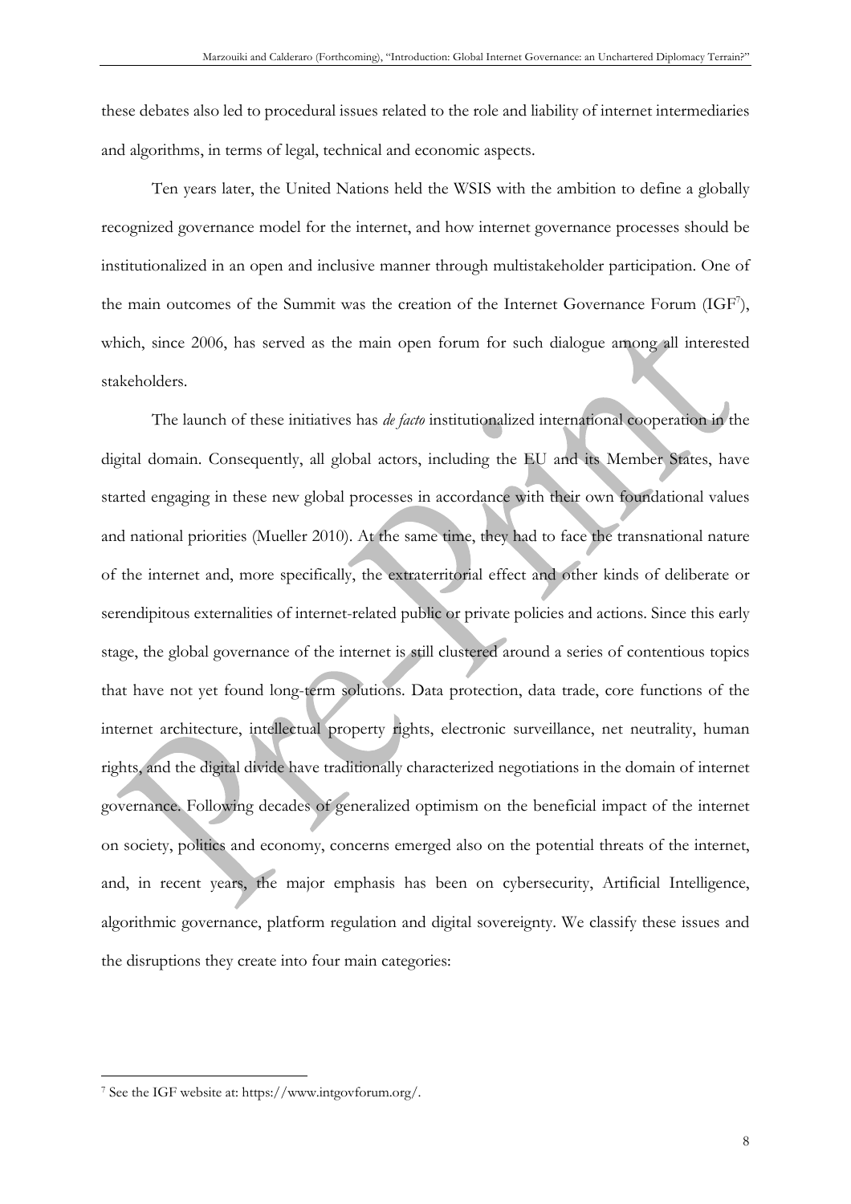these debates also led to procedural issues related to the role and liability of internet intermediaries and algorithms, in terms of legal, technical and economic aspects.

Ten years later, the United Nations held the WSIS with the ambition to define a globally recognized governance model for the internet, and how internet governance processes should be institutionalized in an open and inclusive manner through multistakeholder participation. One of the main outcomes of the Summit was the creation of the Internet Governance Forum (IGF[7]), which, since 2006, has served as the main open forum for such dialogue among all interested stakeholders.

The launch of these initiatives has *de facto* institutionalized international cooperation in the digital domain. Consequently, all global actors, including the EU and its Member States, have started engaging in these new global processes in accordance with their own foundational values and national priorities (Mueller 2010). At the same time, they had to face the transnational nature of the internet and, more specifically, the extraterritorial effect and other kinds of deliberate or serendipitous externalities of internet-related public or private policies and actions. Since this early stage, the global governance of the internet is still clustered around a series of contentious topics that have not yet found long-term solutions. Data protection, data trade, core functions of the internet architecture, intellectual property rights, electronic surveillance, net neutrality, human rights, and the digital divide have traditionally characterized negotiations in the domain of internet governance. Following decades of generalized optimism on the beneficial impact of the internet on society, politics and economy, concerns emerged also on the potential threats of the internet, and, in recent years, the major emphasis has been on cybersecurity, Artificial Intelligence, algorithmic governance, platform regulation and digital sovereignty. We classify these issues and the disruptions they create into four main categories:

---

[7] See the IGF website at: https://www.intgovforum.org/.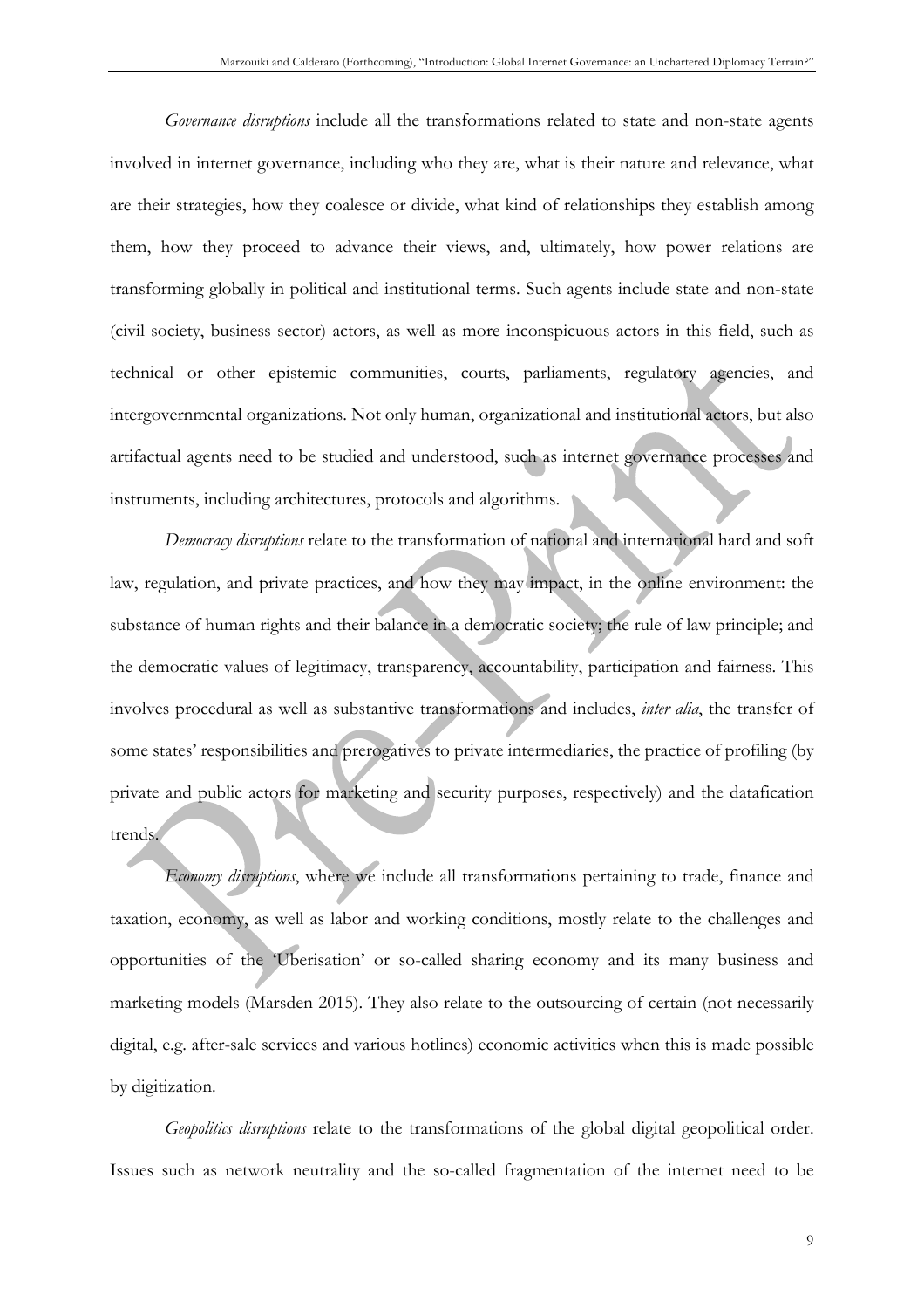*Governance disruptions* include all the transformations related to state and non-state agents involved in internet governance, including who they are, what is their nature and relevance, what are their strategies, how they coalesce or divide, what kind of relationships they establish among them, how they proceed to advance their views, and, ultimately, how power relations are transforming globally in political and institutional terms. Such agents include state and non-state (civil society, business sector) actors, as well as more inconspicuous actors in this field, such as technical or other epistemic communities, courts, parliaments, regulatory agencies, and intergovernmental organizations. Not only human, organizational and institutional actors, but also artifactual agents need to be studied and understood, such as internet governance processes and instruments, including architectures, protocols and algorithms.

*Democracy disruptions* relate to the transformation of national and international hard and soft law, regulation, and private practices, and how they may impact, in the online environment: the substance of human rights and their balance in a democratic society; the rule of law principle; and the democratic values of legitimacy, transparency, accountability, participation and fairness. This involves procedural as well as substantive transformations and includes, *inter alia*, the transfer of some states' responsibilities and prerogatives to private intermediaries, the practice of profiling (by private and public actors for marketing and security purposes, respectively) and the datafication trends.

*Economy disruptions*, where we include all transformations pertaining to trade, finance and taxation, economy, as well as labor and working conditions, mostly relate to the challenges and opportunities of the 'Uberisation' or so-called sharing economy and its many business and marketing models (Marsden 2015). They also relate to the outsourcing of certain (not necessarily digital, e.g. after-sale services and various hotlines) economic activities when this is made possible by digitization.

*Geopolitics disruptions* relate to the transformations of the global digital geopolitical order. Issues such as network neutrality and the so-called fragmentation of the internet need to be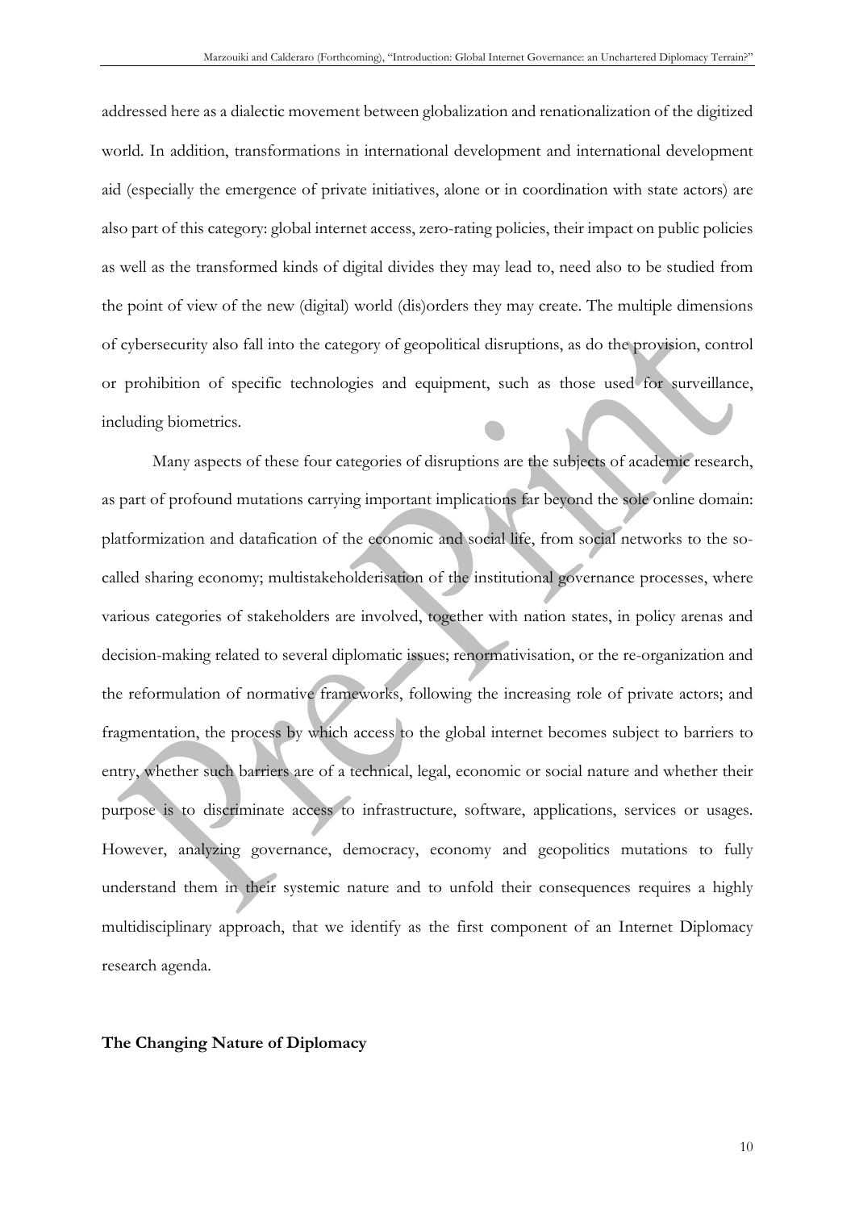addressed here as a dialectic movement between globalization and renationalization of the digitized world. In addition, transformations in international development and international development aid (especially the emergence of private initiatives, alone or in coordination with state actors) are also part of this category: global internet access, zero-rating policies, their impact on public policies as well as the transformed kinds of digital divides they may lead to, need also to be studied from the point of view of the new (digital) world (dis)orders they may create. The multiple dimensions of cybersecurity also fall into the category of geopolitical disruptions, as do the provision, control or prohibition of specific technologies and equipment, such as those used for surveillance, including biometrics.

Many aspects of these four categories of disruptions are the subjects of academic research, as part of profound mutations carrying important implications far beyond the sole online domain: platformization and datafication of the economic and social life, from social networks to the so-called sharing economy; multistakeholderisation of the institutional governance processes, where various categories of stakeholders are involved, together with nation states, in policy arenas and decision-making related to several diplomatic issues; renormativisation, or the re-organization and the reformulation of normative frameworks, following the increasing role of private actors; and fragmentation, the process by which access to the global internet becomes subject to barriers to entry, whether such barriers are of a technical, legal, economic or social nature and whether their purpose is to discriminate access to infrastructure, software, applications, services or usages. However, analyzing governance, democracy, economy and geopolitics mutations to fully understand them in their systemic nature and to unfold their consequences requires a highly multidisciplinary approach, that we identify as the first component of an Internet Diplomacy research agenda.

**The Changing Nature of Diplomacy**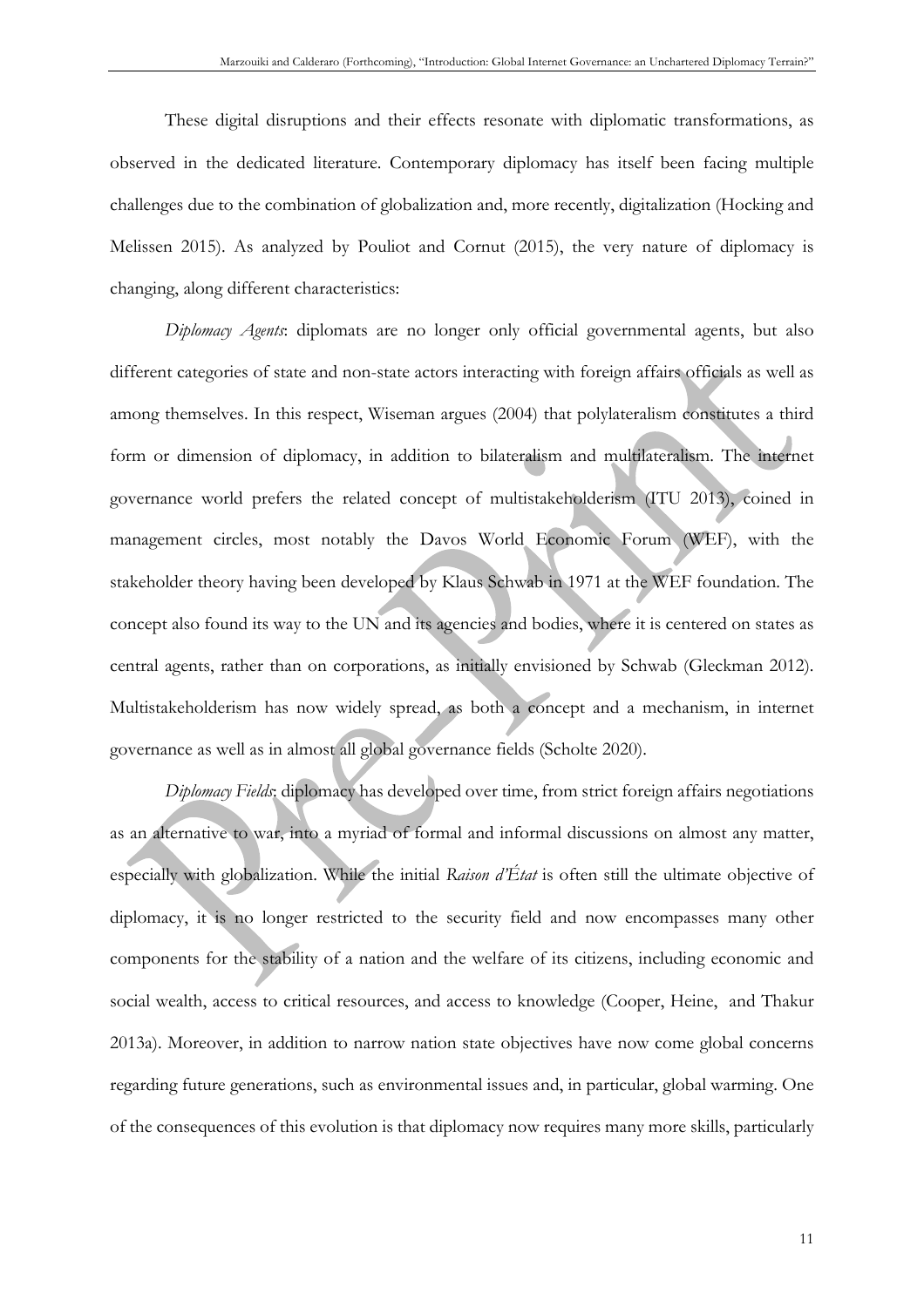These digital disruptions and their effects resonate with diplomatic transformations, as observed in the dedicated literature. Contemporary diplomacy has itself been facing multiple challenges due to the combination of globalization and, more recently, digitalization (Hocking and Melissen 2015). As analyzed by Pouliot and Cornut (2015), the very nature of diplomacy is changing, along different characteristics:

*Diplomacy Agents*: diplomats are no longer only official governmental agents, but also different categories of state and non-state actors interacting with foreign affairs officials as well as among themselves. In this respect, Wiseman argues (2004) that polylateralism constitutes a third form or dimension of diplomacy, in addition to bilateralism and multilateralism. The internet governance world prefers the related concept of multistakeholderism (ITU 2013), coined in management circles, most notably the Davos World Economic Forum (WEF), with the stakeholder theory having been developed by Klaus Schwab in 1971 at the WEF foundation. The concept also found its way to the UN and its agencies and bodies, where it is centered on states as central agents, rather than on corporations, as initially envisioned by Schwab (Gleckman 2012). Multistakeholderism has now widely spread, as both a concept and a mechanism, in internet governance as well as in almost all global governance fields (Scholte 2020).

*Diplomacy Fields*: diplomacy has developed over time, from strict foreign affairs negotiations as an alternative to war, into a myriad of formal and informal discussions on almost any matter, especially with globalization. While the initial *Raison d'État* is often still the ultimate objective of diplomacy, it is no longer restricted to the security field and now encompasses many other components for the stability of a nation and the welfare of its citizens, including economic and social wealth, access to critical resources, and access to knowledge (Cooper, Heine, and Thakur 2013a). Moreover, in addition to narrow nation state objectives have now come global concerns regarding future generations, such as environmental issues and, in particular, global warming. One of the consequences of this evolution is that diplomacy now requires many more skills, particularly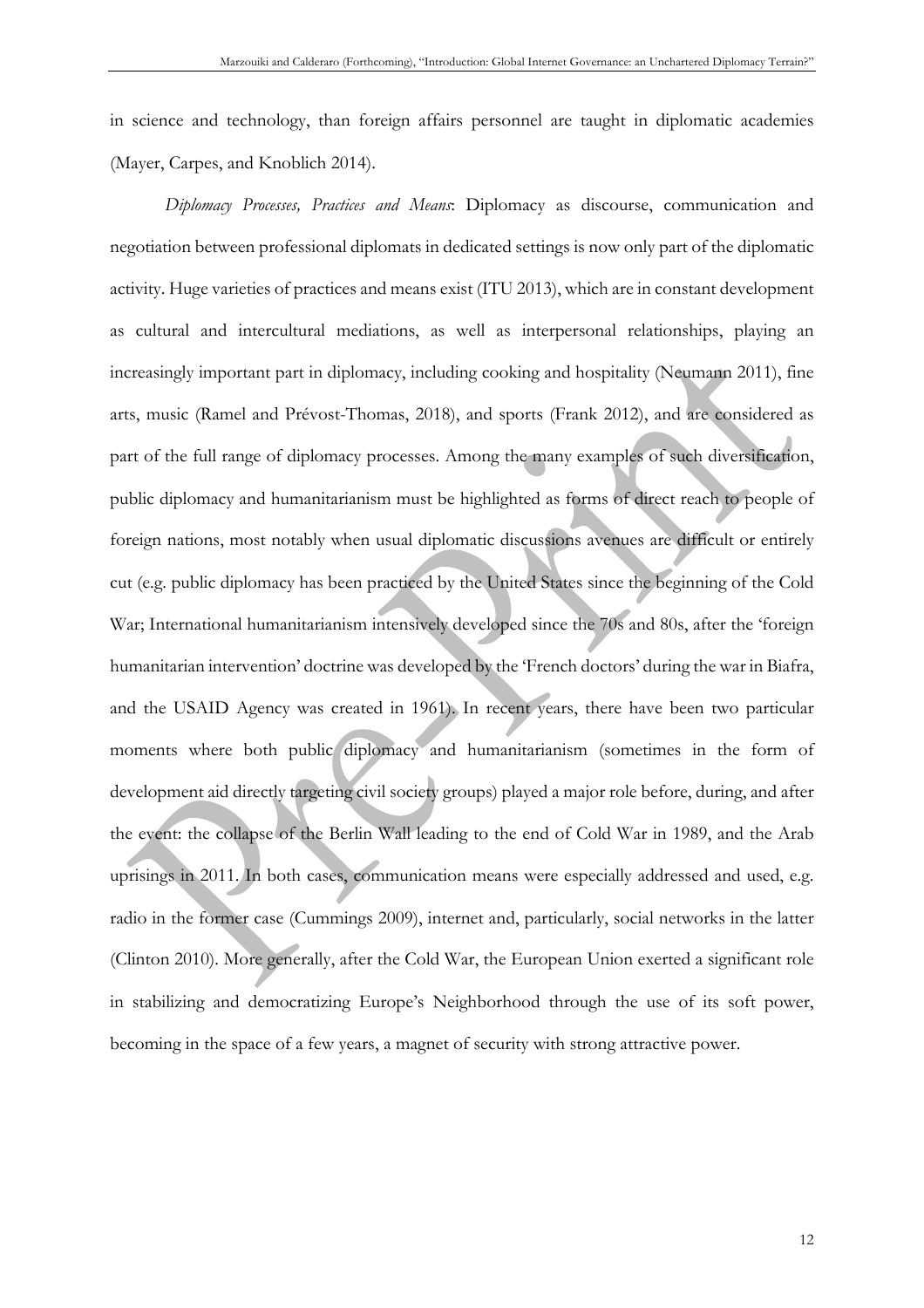in science and technology, than foreign affairs personnel are taught in diplomatic academies (Mayer, Carpes, and Knoblich 2014).

*Diplomacy Processes, Practices and Means*: Diplomacy as discourse, communication and negotiation between professional diplomats in dedicated settings is now only part of the diplomatic activity. Huge varieties of practices and means exist (ITU 2013), which are in constant development as cultural and intercultural mediations, as well as interpersonal relationships, playing an increasingly important part in diplomacy, including cooking and hospitality (Neumann 2011), fine arts, music (Ramel and Prévost-Thomas, 2018), and sports (Frank 2012), and are considered as part of the full range of diplomacy processes. Among the many examples of such diversification, public diplomacy and humanitarianism must be highlighted as forms of direct reach to people of foreign nations, most notably when usual diplomatic discussions avenues are difficult or entirely cut (e.g. public diplomacy has been practiced by the United States since the beginning of the Cold War; International humanitarianism intensively developed since the 70s and 80s, after the 'foreign humanitarian intervention' doctrine was developed by the 'French doctors' during the war in Biafra, and the USAID Agency was created in 1961). In recent years, there have been two particular moments where both public diplomacy and humanitarianism (sometimes in the form of development aid directly targeting civil society groups) played a major role before, during, and after the event: the collapse of the Berlin Wall leading to the end of Cold War in 1989, and the Arab uprisings in 2011. In both cases, communication means were especially addressed and used, e.g. radio in the former case (Cummings 2009), internet and, particularly, social networks in the latter (Clinton 2010). More generally, after the Cold War, the European Union exerted a significant role in stabilizing and democratizing Europe's Neighborhood through the use of its soft power, becoming in the space of a few years, a magnet of security with strong attractive power.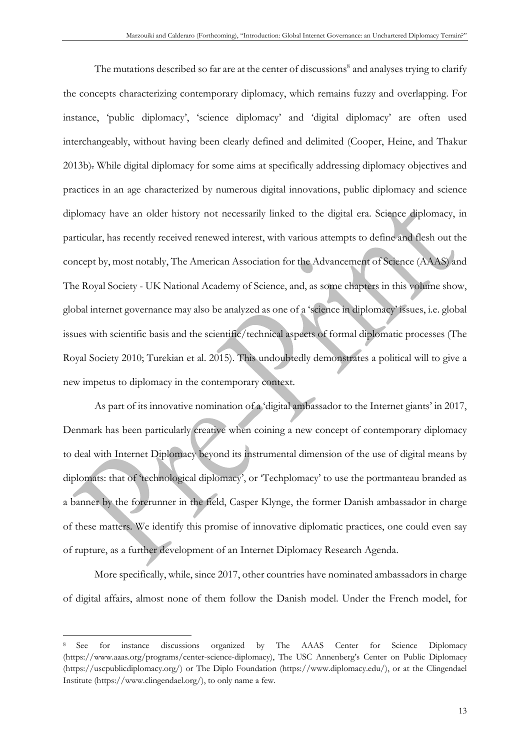The mutations described so far are at the center of discussions[8] and analyses trying to clarify the concepts characterizing contemporary diplomacy, which remains fuzzy and overlapping. For instance, 'public diplomacy', 'science diplomacy' and 'digital diplomacy' are often used interchangeably, without having been clearly defined and delimited (Cooper, Heine, and Thakur 2013b). While digital diplomacy for some aims at specifically addressing diplomacy objectives and practices in an age characterized by numerous digital innovations, public diplomacy and science diplomacy have an older history not necessarily linked to the digital era. Science diplomacy, in particular, has recently received renewed interest, with various attempts to define and flesh out the concept by, most notably, The American Association for the Advancement of Science (AAAS) and The Royal Society - UK National Academy of Science, and, as some chapters in this volume show, global internet governance may also be analyzed as one of a 'science in diplomacy' issues, i.e. global issues with scientific basis and the scientific/technical aspects of formal diplomatic processes (The Royal Society 2010; Turekian et al. 2015). This undoubtedly demonstrates a political will to give a new impetus to diplomacy in the contemporary context.

As part of its innovative nomination of a 'digital ambassador to the Internet giants' in 2017, Denmark has been particularly creative when coining a new concept of contemporary diplomacy to deal with Internet Diplomacy beyond its instrumental dimension of the use of digital means by diplomats: that of 'technological diplomacy', or 'Techplomacy' to use the portmanteau branded as a banner by the forerunner in the field, Casper Klynge, the former Danish ambassador in charge of these matters. We identify this promise of innovative diplomatic practices, one could even say of rupture, as a further development of an Internet Diplomacy Research Agenda.

More specifically, while, since 2017, other countries have nominated ambassadors in charge of digital affairs, almost none of them follow the Danish model. Under the French model, for

---

[8] See for instance discussions organized by The AAAS Center for Science Diplomacy (https://www.aaas.org/programs/center-science-diplomacy), The USC Annenberg's Center on Public Diplomacy (https://uscpublicdiplomacy.org/) or The Diplo Foundation (https://www.diplomacy.edu/), or at the Clingendael Institute (https://www.clingendael.org/), to only name a few.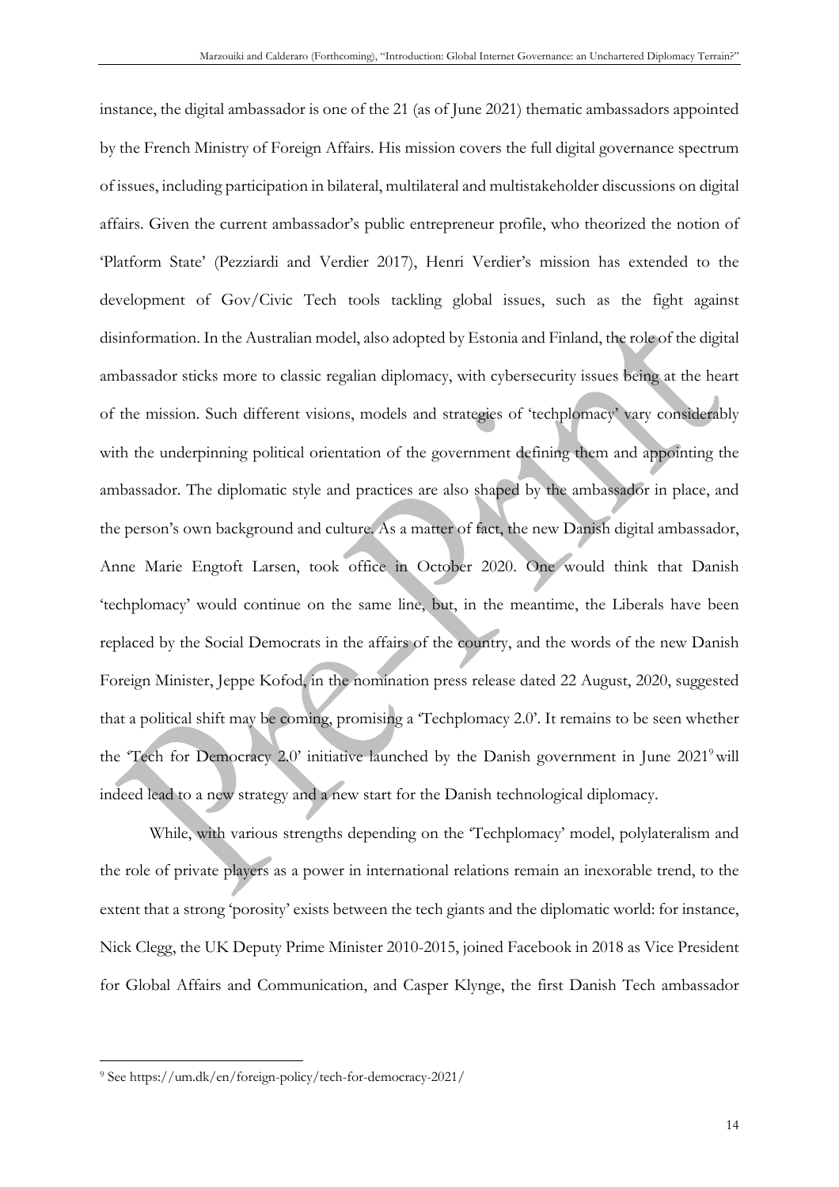instance, the digital ambassador is one of the 21 (as of June 2021) thematic ambassadors appointed by the French Ministry of Foreign Affairs. His mission covers the full digital governance spectrum of issues, including participation in bilateral, multilateral and multistakeholder discussions on digital affairs. Given the current ambassador's public entrepreneur profile, who theorized the notion of 'Platform State' (Pezziardi and Verdier 2017), Henri Verdier's mission has extended to the development of Gov/Civic Tech tools tackling global issues, such as the fight against disinformation. In the Australian model, also adopted by Estonia and Finland, the role of the digital ambassador sticks more to classic regalian diplomacy, with cybersecurity issues being at the heart of the mission. Such different visions, models and strategies of 'techplomacy' vary considerably with the underpinning political orientation of the government defining them and appointing the ambassador. The diplomatic style and practices are also shaped by the ambassador in place, and the person's own background and culture. As a matter of fact, the new Danish digital ambassador, Anne Marie Engtoft Larsen, took office in October 2020. One would think that Danish 'techplomacy' would continue on the same line, but, in the meantime, the Liberals have been replaced by the Social Democrats in the affairs of the country, and the words of the new Danish Foreign Minister, Jeppe Kofod, in the nomination press release dated 22 August, 2020, suggested that a political shift may be coming, promising a 'Techplomacy 2.0'. It remains to be seen whether the 'Tech for Democracy 2.0' initiative launched by the Danish government in June 2021[9] will indeed lead to a new strategy and a new start for the Danish technological diplomacy.

While, with various strengths depending on the 'Techplomacy' model, polylateralism and the role of private players as a power in international relations remain an inexorable trend, to the extent that a strong 'porosity' exists between the tech giants and the diplomatic world: for instance, Nick Clegg, the UK Deputy Prime Minister 2010-2015, joined Facebook in 2018 as Vice President for Global Affairs and Communication, and Casper Klynge, the first Danish Tech ambassador

[9] See https://um.dk/en/foreign-policy/tech-for-democracy-2021/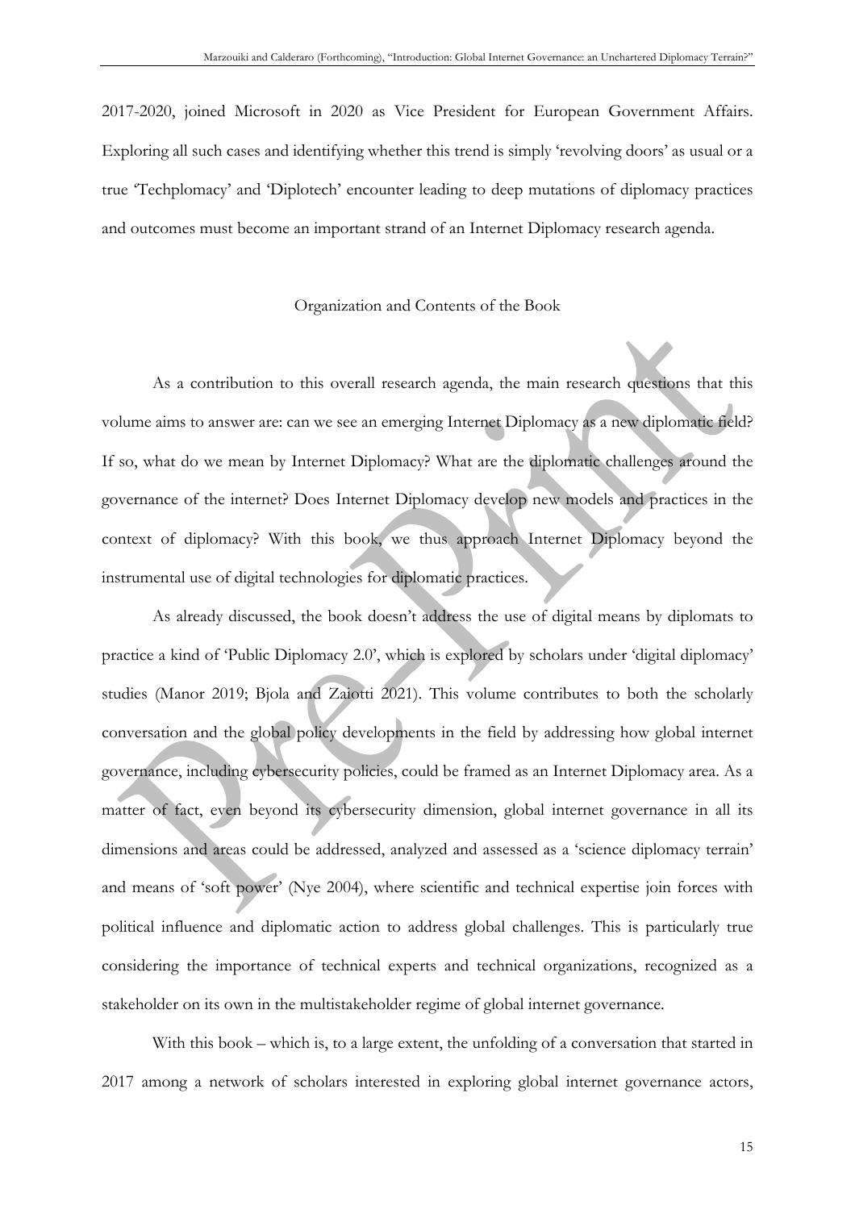2017-2020, joined Microsoft in 2020 as Vice President for European Government Affairs. Exploring all such cases and identifying whether this trend is simply 'revolving doors' as usual or a true 'Techplomacy' and 'Diplotech' encounter leading to deep mutations of diplomacy practices and outcomes must become an important strand of an Internet Diplomacy research agenda.

## Organization and Contents of the Book

As a contribution to this overall research agenda, the main research questions that this volume aims to answer are: can we see an emerging Internet Diplomacy as a new diplomatic field? If so, what do we mean by Internet Diplomacy? What are the diplomatic challenges around the governance of the internet? Does Internet Diplomacy develop new models and practices in the context of diplomacy? With this book, we thus approach Internet Diplomacy beyond the instrumental use of digital technologies for diplomatic practices.

As already discussed, the book doesn't address the use of digital means by diplomats to practice a kind of 'Public Diplomacy 2.0', which is explored by scholars under 'digital diplomacy' studies (Manor 2019; Bjola and Zaiotti 2021). This volume contributes to both the scholarly conversation and the global policy developments in the field by addressing how global internet governance, including cybersecurity policies, could be framed as an Internet Diplomacy area. As a matter of fact, even beyond its cybersecurity dimension, global internet governance in all its dimensions and areas could be addressed, analyzed and assessed as a 'science diplomacy terrain' and means of 'soft power' (Nye 2004), where scientific and technical expertise join forces with political influence and diplomatic action to address global challenges. This is particularly true considering the importance of technical experts and technical organizations, recognized as a stakeholder on its own in the multistakeholder regime of global internet governance.

With this book – which is, to a large extent, the unfolding of a conversation that started in 2017 among a network of scholars interested in exploring global internet governance actors,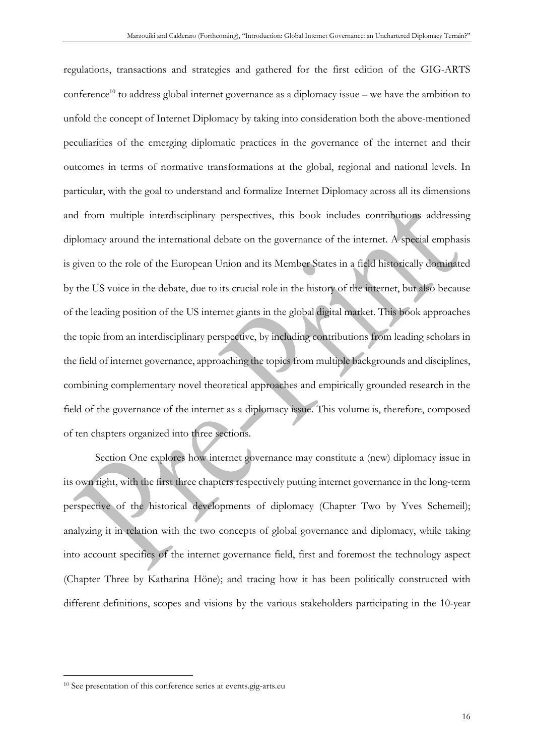regulations, transactions and strategies and gathered for the first edition of the GIG-ARTS conference[10] to address global internet governance as a diplomacy issue – we have the ambition to unfold the concept of Internet Diplomacy by taking into consideration both the above-mentioned peculiarities of the emerging diplomatic practices in the governance of the internet and their outcomes in terms of normative transformations at the global, regional and national levels. In particular, with the goal to understand and formalize Internet Diplomacy across all its dimensions and from multiple interdisciplinary perspectives, this book includes contributions addressing diplomacy around the international debate on the governance of the internet. A special emphasis is given to the role of the European Union and its Member States in a field historically dominated by the US voice in the debate, due to its crucial role in the history of the internet, but also because of the leading position of the US internet giants in the global digital market. This book approaches the topic from an interdisciplinary perspective, by including contributions from leading scholars in the field of internet governance, approaching the topics from multiple backgrounds and disciplines, combining complementary novel theoretical approaches and empirically grounded research in the field of the governance of the internet as a diplomacy issue. This volume is, therefore, composed of ten chapters organized into three sections.

Section One explores how internet governance may constitute a (new) diplomacy issue in its own right, with the first three chapters respectively putting internet governance in the long-term perspective of the historical developments of diplomacy (Chapter Two by Yves Schemeil); analyzing it in relation with the two concepts of global governance and diplomacy, while taking into account specifics of the internet governance field, first and foremost the technology aspect (Chapter Three by Katharina Höne); and tracing how it has been politically constructed with different definitions, scopes and visions by the various stakeholders participating in the 10-year

[10] See presentation of this conference series at events.gig-arts.eu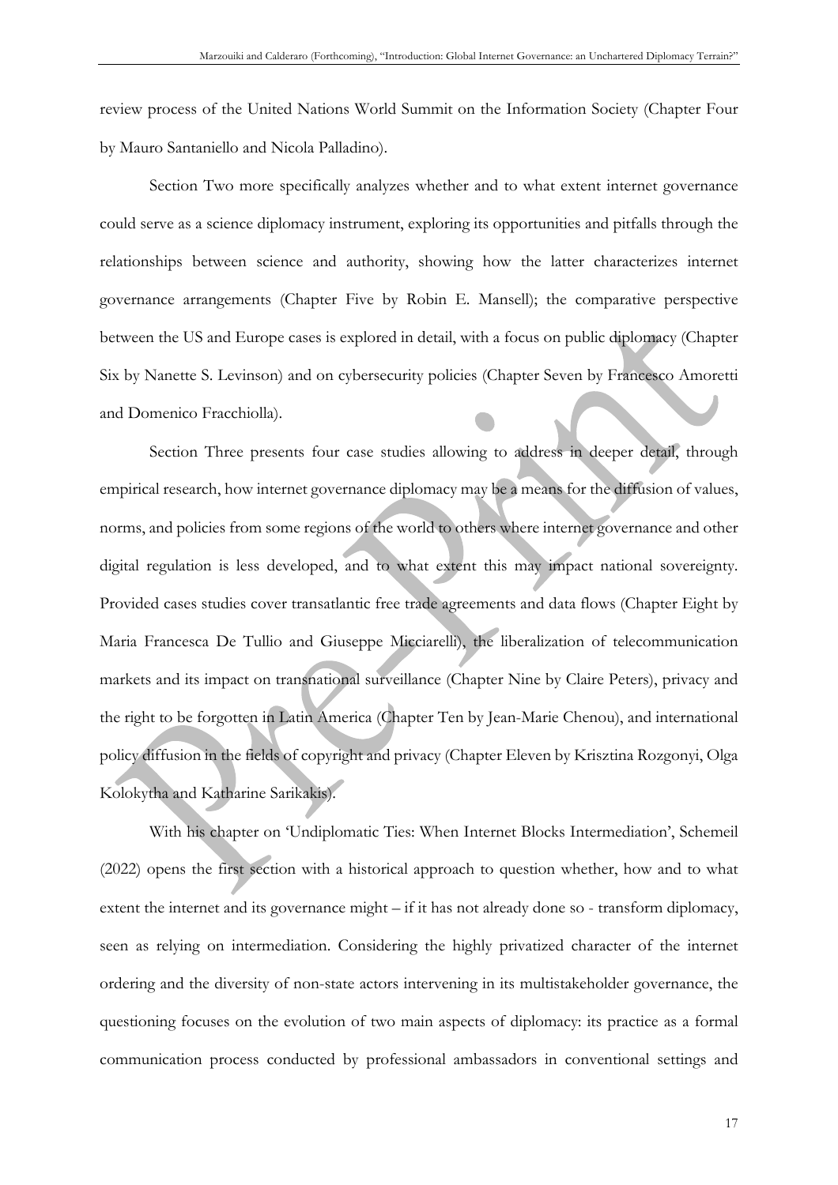review process of the United Nations World Summit on the Information Society (Chapter Four by Mauro Santaniello and Nicola Palladino).

Section Two more specifically analyzes whether and to what extent internet governance could serve as a science diplomacy instrument, exploring its opportunities and pitfalls through the relationships between science and authority, showing how the latter characterizes internet governance arrangements (Chapter Five by Robin E. Mansell); the comparative perspective between the US and Europe cases is explored in detail, with a focus on public diplomacy (Chapter Six by Nanette S. Levinson) and on cybersecurity policies (Chapter Seven by Francesco Amoretti and Domenico Fracchiolla).

Section Three presents four case studies allowing to address in deeper detail, through empirical research, how internet governance diplomacy may be a means for the diffusion of values, norms, and policies from some regions of the world to others where internet governance and other digital regulation is less developed, and to what extent this may impact national sovereignty. Provided cases studies cover transatlantic free trade agreements and data flows (Chapter Eight by Maria Francesca De Tullio and Giuseppe Micciarelli), the liberalization of telecommunication markets and its impact on transnational surveillance (Chapter Nine by Claire Peters), privacy and the right to be forgotten in Latin America (Chapter Ten by Jean-Marie Chenou), and international policy diffusion in the fields of copyright and privacy (Chapter Eleven by Krisztina Rozgonyi, Olga Kolokytha and Katharine Sarikakis).

With his chapter on 'Undiplomatic Ties: When Internet Blocks Intermediation', Schemeil (2022) opens the first section with a historical approach to question whether, how and to what extent the internet and its governance might – if it has not already done so - transform diplomacy, seen as relying on intermediation. Considering the highly privatized character of the internet ordering and the diversity of non-state actors intervening in its multistakeholder governance, the questioning focuses on the evolution of two main aspects of diplomacy: its practice as a formal communication process conducted by professional ambassadors in conventional settings and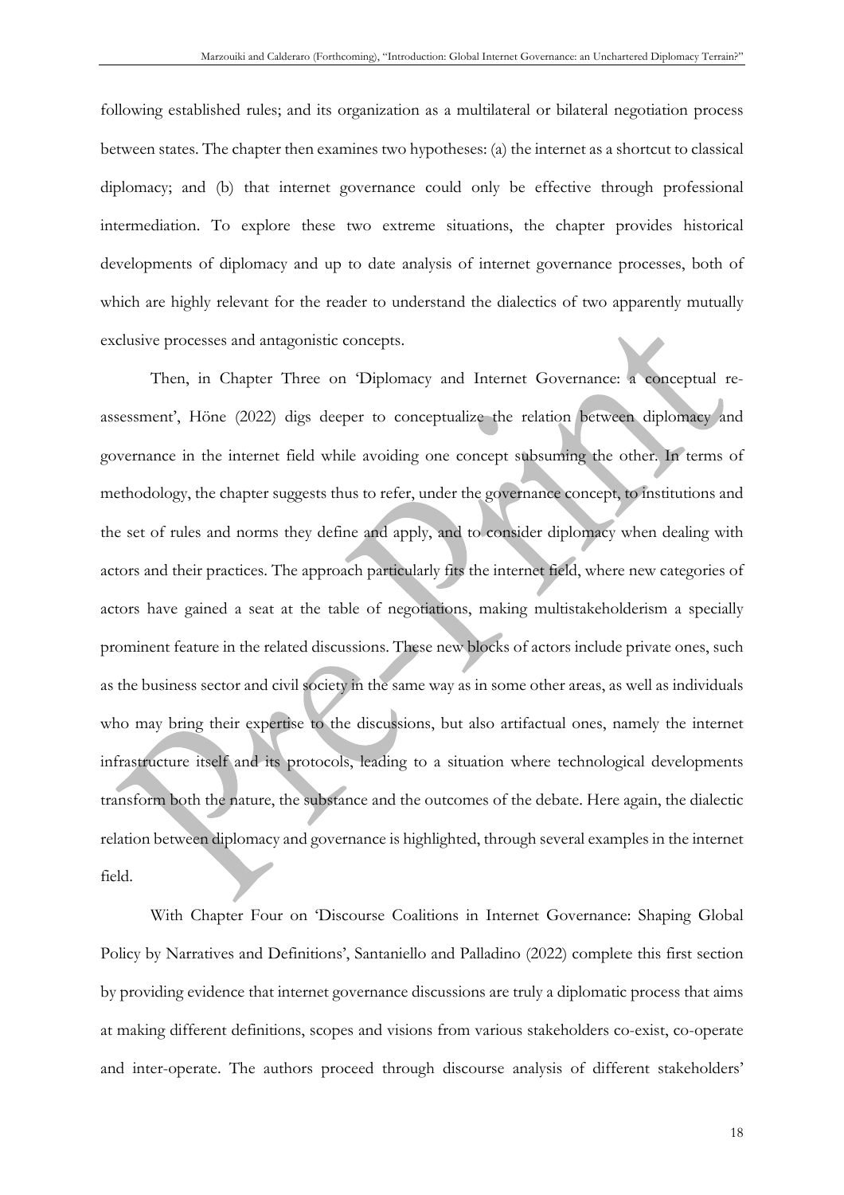following established rules; and its organization as a multilateral or bilateral negotiation process between states. The chapter then examines two hypotheses: (a) the internet as a shortcut to classical diplomacy; and (b) that internet governance could only be effective through professional intermediation. To explore these two extreme situations, the chapter provides historical developments of diplomacy and up to date analysis of internet governance processes, both of which are highly relevant for the reader to understand the dialectics of two apparently mutually exclusive processes and antagonistic concepts.

Then, in Chapter Three on 'Diplomacy and Internet Governance: a conceptual re-assessment', Höne (2022) digs deeper to conceptualize the relation between diplomacy and governance in the internet field while avoiding one concept subsuming the other. In terms of methodology, the chapter suggests thus to refer, under the governance concept, to institutions and the set of rules and norms they define and apply, and to consider diplomacy when dealing with actors and their practices. The approach particularly fits the internet field, where new categories of actors have gained a seat at the table of negotiations, making multistakeholderism a specially prominent feature in the related discussions. These new blocks of actors include private ones, such as the business sector and civil society in the same way as in some other areas, as well as individuals who may bring their expertise to the discussions, but also artifactual ones, namely the internet infrastructure itself and its protocols, leading to a situation where technological developments transform both the nature, the substance and the outcomes of the debate. Here again, the dialectic relation between diplomacy and governance is highlighted, through several examples in the internet field.

With Chapter Four on 'Discourse Coalitions in Internet Governance: Shaping Global Policy by Narratives and Definitions', Santaniello and Palladino (2022) complete this first section by providing evidence that internet governance discussions are truly a diplomatic process that aims at making different definitions, scopes and visions from various stakeholders co-exist, co-operate and inter-operate. The authors proceed through discourse analysis of different stakeholders'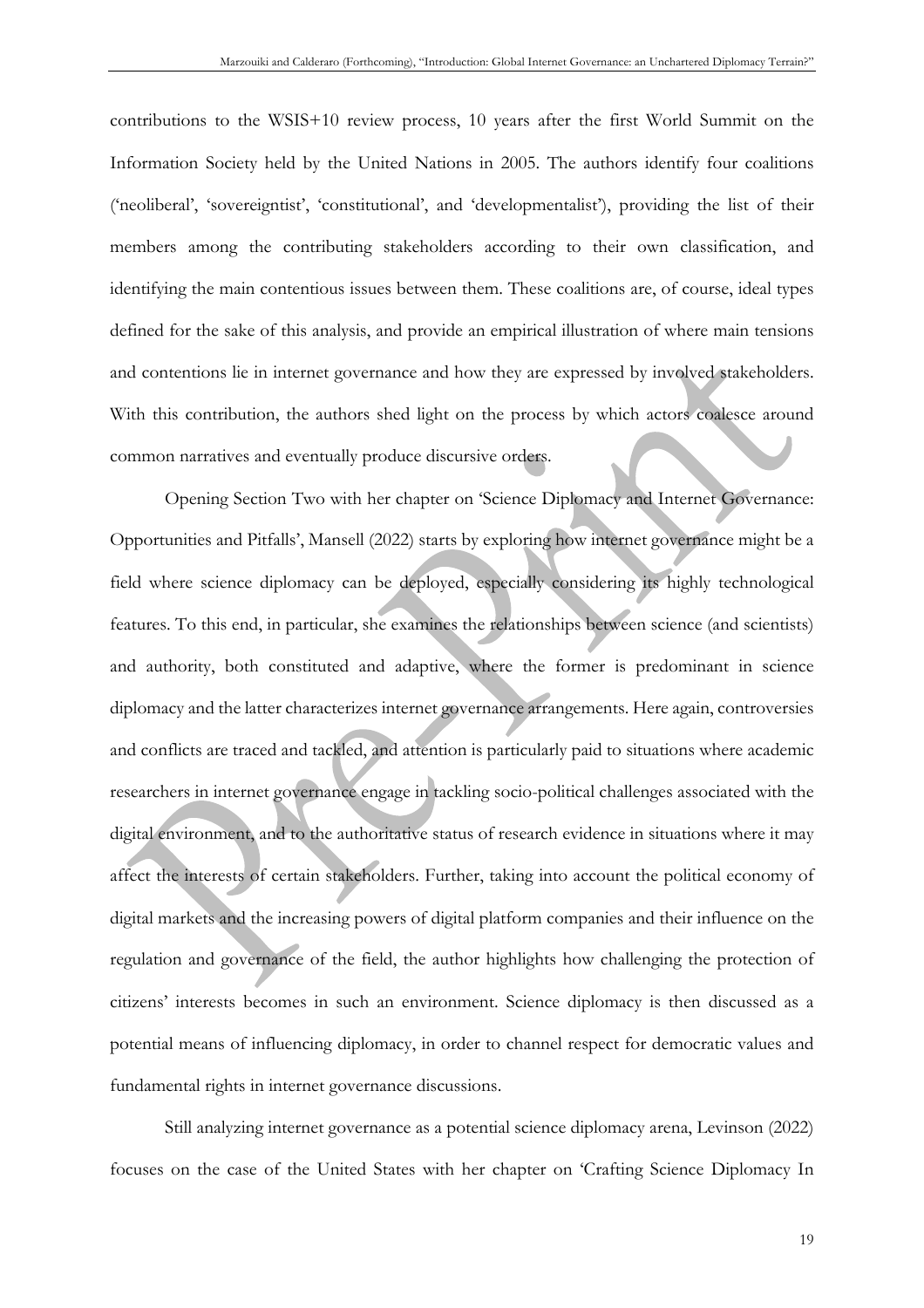contributions to the WSIS+10 review process, 10 years after the first World Summit on the Information Society held by the United Nations in 2005. The authors identify four coalitions ('neoliberal', 'sovereigntist', 'constitutional', and 'developmentalist'), providing the list of their members among the contributing stakeholders according to their own classification, and identifying the main contentious issues between them. These coalitions are, of course, ideal types defined for the sake of this analysis, and provide an empirical illustration of where main tensions and contentions lie in internet governance and how they are expressed by involved stakeholders. With this contribution, the authors shed light on the process by which actors coalesce around common narratives and eventually produce discursive orders.

Opening Section Two with her chapter on 'Science Diplomacy and Internet Governance: Opportunities and Pitfalls', Mansell (2022) starts by exploring how internet governance might be a field where science diplomacy can be deployed, especially considering its highly technological features. To this end, in particular, she examines the relationships between science (and scientists) and authority, both constituted and adaptive, where the former is predominant in science diplomacy and the latter characterizes internet governance arrangements. Here again, controversies and conflicts are traced and tackled, and attention is particularly paid to situations where academic researchers in internet governance engage in tackling socio-political challenges associated with the digital environment, and to the authoritative status of research evidence in situations where it may affect the interests of certain stakeholders. Further, taking into account the political economy of digital markets and the increasing powers of digital platform companies and their influence on the regulation and governance of the field, the author highlights how challenging the protection of citizens' interests becomes in such an environment. Science diplomacy is then discussed as a potential means of influencing diplomacy, in order to channel respect for democratic values and fundamental rights in internet governance discussions.

Still analyzing internet governance as a potential science diplomacy arena, Levinson (2022) focuses on the case of the United States with her chapter on 'Crafting Science Diplomacy In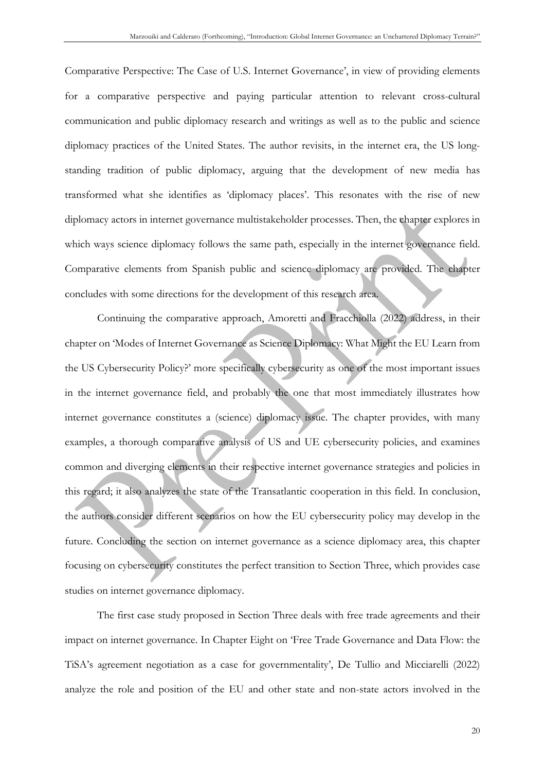Comparative Perspective: The Case of U.S. Internet Governance', in view of providing elements for a comparative perspective and paying particular attention to relevant cross-cultural communication and public diplomacy research and writings as well as to the public and science diplomacy practices of the United States. The author revisits, in the internet era, the US long-standing tradition of public diplomacy, arguing that the development of new media has transformed what she identifies as 'diplomacy places'. This resonates with the rise of new diplomacy actors in internet governance multistakeholder processes. Then, the chapter explores in which ways science diplomacy follows the same path, especially in the internet governance field. Comparative elements from Spanish public and science diplomacy are provided. The chapter concludes with some directions for the development of this research area.

Continuing the comparative approach, Amoretti and Fracchiolla (2022) address, in their chapter on 'Modes of Internet Governance as Science Diplomacy: What Might the EU Learn from the US Cybersecurity Policy?' more specifically cybersecurity as one of the most important issues in the internet governance field, and probably the one that most immediately illustrates how internet governance constitutes a (science) diplomacy issue. The chapter provides, with many examples, a thorough comparative analysis of US and UE cybersecurity policies, and examines common and diverging elements in their respective internet governance strategies and policies in this regard; it also analyzes the state of the Transatlantic cooperation in this field. In conclusion, the authors consider different scenarios on how the EU cybersecurity policy may develop in the future. Concluding the section on internet governance as a science diplomacy area, this chapter focusing on cybersecurity constitutes the perfect transition to Section Three, which provides case studies on internet governance diplomacy.

The first case study proposed in Section Three deals with free trade agreements and their impact on internet governance. In Chapter Eight on 'Free Trade Governance and Data Flow: the TiSA's agreement negotiation as a case for governmentality', De Tullio and Micciarelli (2022) analyze the role and position of the EU and other state and non-state actors involved in the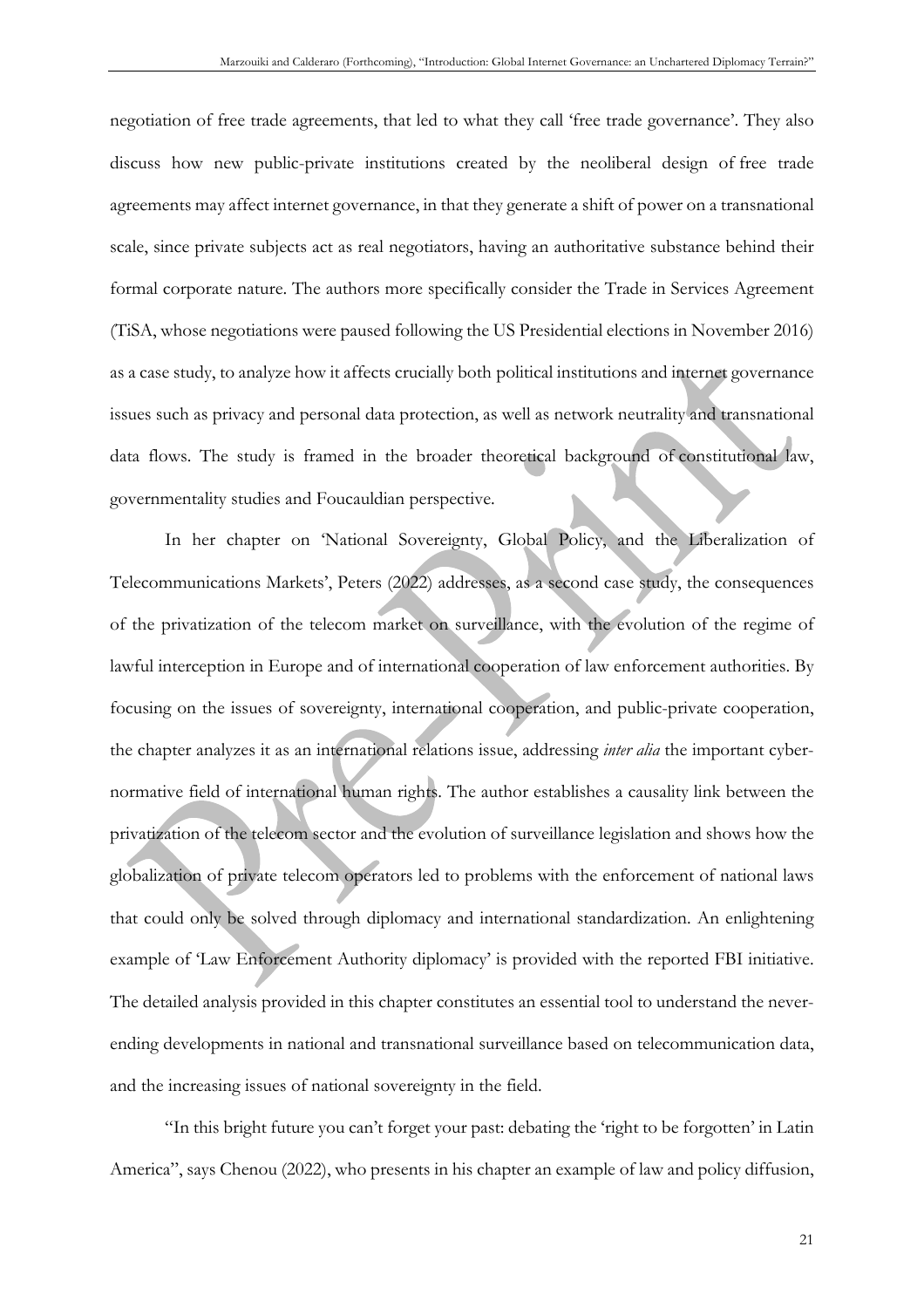negotiation of free trade agreements, that led to what they call 'free trade governance'. They also discuss how new public-private institutions created by the neoliberal design of free trade agreements may affect internet governance, in that they generate a shift of power on a transnational scale, since private subjects act as real negotiators, having an authoritative substance behind their formal corporate nature. The authors more specifically consider the Trade in Services Agreement (TiSA, whose negotiations were paused following the US Presidential elections in November 2016) as a case study, to analyze how it affects crucially both political institutions and internet governance issues such as privacy and personal data protection, as well as network neutrality and transnational data flows. The study is framed in the broader theoretical background of constitutional law, governmentality studies and Foucauldian perspective.

In her chapter on 'National Sovereignty, Global Policy, and the Liberalization of Telecommunications Markets', Peters (2022) addresses, as a second case study, the consequences of the privatization of the telecom market on surveillance, with the evolution of the regime of lawful interception in Europe and of international cooperation of law enforcement authorities. By focusing on the issues of sovereignty, international cooperation, and public-private cooperation, the chapter analyzes it as an international relations issue, addressing *inter alia* the important cyber-normative field of international human rights. The author establishes a causality link between the privatization of the telecom sector and the evolution of surveillance legislation and shows how the globalization of private telecom operators led to problems with the enforcement of national laws that could only be solved through diplomacy and international standardization. An enlightening example of 'Law Enforcement Authority diplomacy' is provided with the reported FBI initiative. The detailed analysis provided in this chapter constitutes an essential tool to understand the never-ending developments in national and transnational surveillance based on telecommunication data, and the increasing issues of national sovereignty in the field.

"In this bright future you can't forget your past: debating the 'right to be forgotten' in Latin America", says Chenou (2022), who presents in his chapter an example of law and policy diffusion,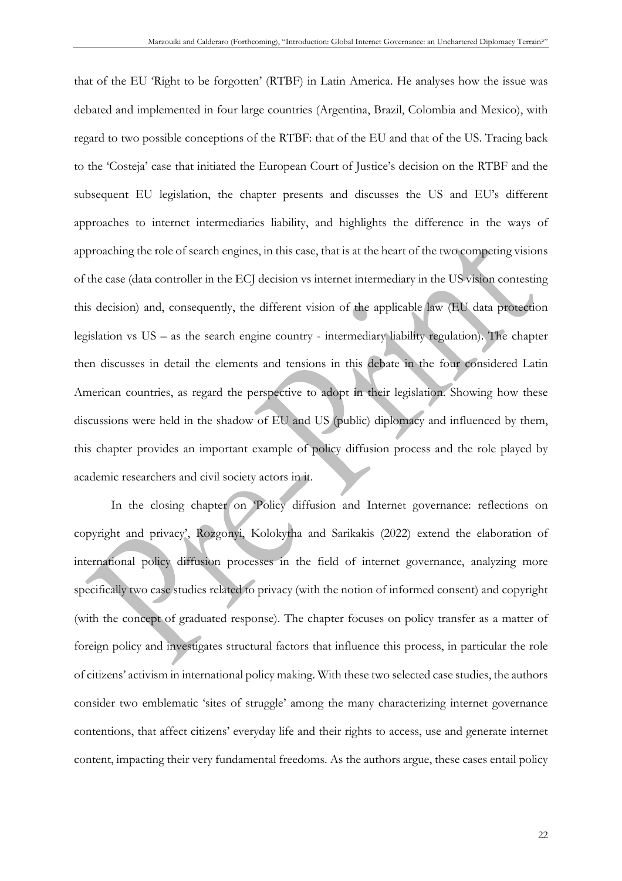that of the EU 'Right to be forgotten' (RTBF) in Latin America. He analyses how the issue was debated and implemented in four large countries (Argentina, Brazil, Colombia and Mexico), with regard to two possible conceptions of the RTBF: that of the EU and that of the US. Tracing back to the 'Costeja' case that initiated the European Court of Justice's decision on the RTBF and the subsequent EU legislation, the chapter presents and discusses the US and EU's different approaches to internet intermediaries liability, and highlights the difference in the ways of approaching the role of search engines, in this case, that is at the heart of the two competing visions of the case (data controller in the ECJ decision vs internet intermediary in the US vision contesting this decision) and, consequently, the different vision of the applicable law (EU data protection legislation vs US – as the search engine country - intermediary liability regulation). The chapter then discusses in detail the elements and tensions in this debate in the four considered Latin American countries, as regard the perspective to adopt in their legislation. Showing how these discussions were held in the shadow of EU and US (public) diplomacy and influenced by them, this chapter provides an important example of policy diffusion process and the role played by academic researchers and civil society actors in it.

In the closing chapter on 'Policy diffusion and Internet governance: reflections on copyright and privacy', Rozgonyi, Kolokytha and Sarikakis (2022) extend the elaboration of international policy diffusion processes in the field of internet governance, analyzing more specifically two case studies related to privacy (with the notion of informed consent) and copyright (with the concept of graduated response). The chapter focuses on policy transfer as a matter of foreign policy and investigates structural factors that influence this process, in particular the role of citizens' activism in international policy making. With these two selected case studies, the authors consider two emblematic 'sites of struggle' among the many characterizing internet governance contentions, that affect citizens' everyday life and their rights to access, use and generate internet content, impacting their very fundamental freedoms. As the authors argue, these cases entail policy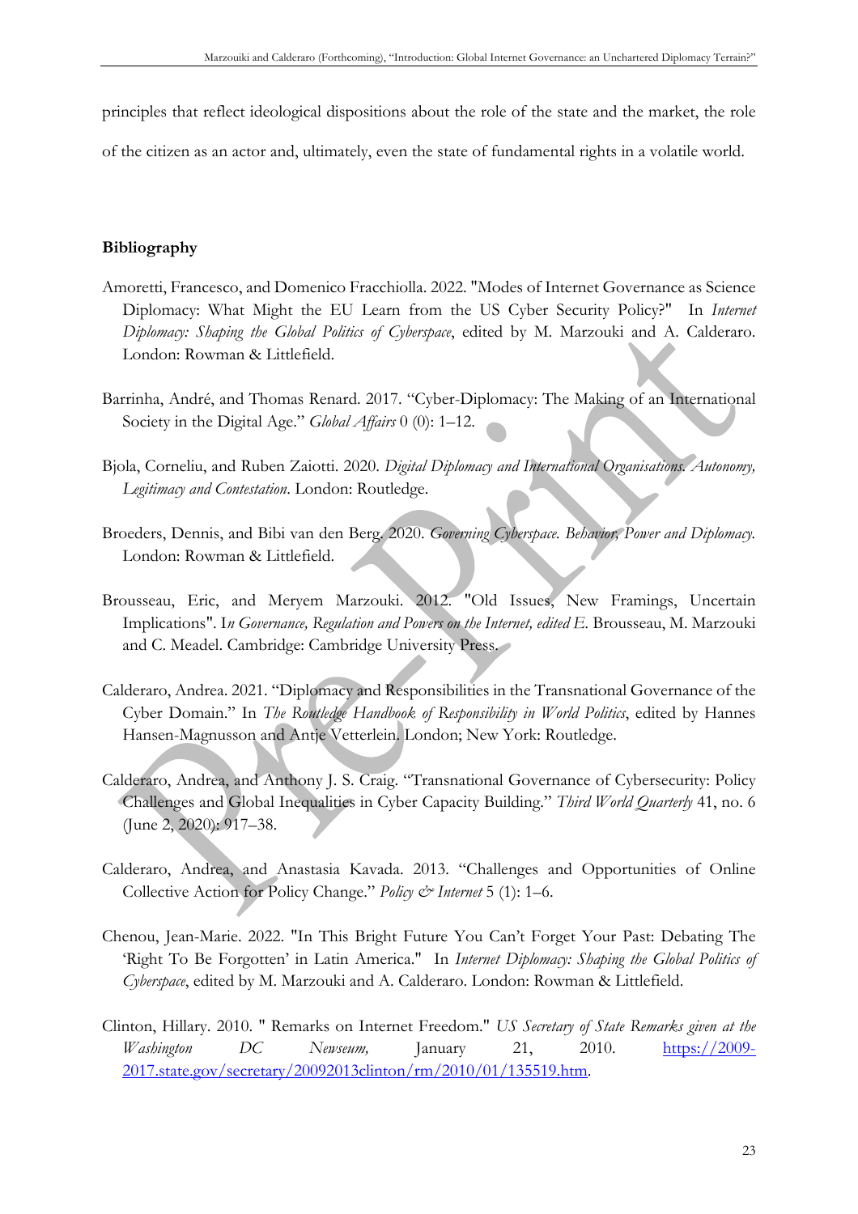principles that reflect ideological dispositions about the role of the state and the market, the role of the citizen as an actor and, ultimately, even the state of fundamental rights in a volatile world.

**Bibliography**

Amoretti, Francesco, and Domenico Fracchiolla. 2022. "Modes of Internet Governance as Science Diplomacy: What Might the EU Learn from the US Cyber Security Policy?" In *Internet Diplomacy: Shaping the Global Politics of Cyberspace*, edited by M. Marzouki and A. Calderaro. London: Rowman & Littlefield.

Barrinha, André, and Thomas Renard. 2017. "Cyber-Diplomacy: The Making of an International Society in the Digital Age." *Global Affairs* 0 (0): 1–12.

Bjola, Corneliu, and Ruben Zaiotti. 2020. *Digital Diplomacy and International Organisations. Autonomy, Legitimacy and Contestation*. London: Routledge.

Broeders, Dennis, and Bibi van den Berg. 2020. *Governing Cyberspace. Behavior, Power and Diplomacy.* London: Rowman & Littlefield.

Brousseau, Eric, and Meryem Marzouki. 2012. "Old Issues, New Framings, Uncertain Implications". I*n Governance, Regulation and Powers on the Internet, edited* E. Brousseau, M. Marzouki and C. Meadel. Cambridge: Cambridge University Press.

Calderaro, Andrea. 2021. "Diplomacy and Responsibilities in the Transnational Governance of the Cyber Domain." In *The Routledge Handbook of Responsibility in World Politics*, edited by Hannes Hansen-Magnusson and Antje Vetterlein. London; New York: Routledge.

Calderaro, Andrea, and Anthony J. S. Craig. "Transnational Governance of Cybersecurity: Policy Challenges and Global Inequalities in Cyber Capacity Building." *Third World Quarterly* 41, no. 6 (June 2, 2020): 917–38.

Calderaro, Andrea, and Anastasia Kavada. 2013. "Challenges and Opportunities of Online Collective Action for Policy Change." *Policy & Internet* 5 (1): 1–6.

Chenou, Jean-Marie. 2022. "In This Bright Future You Can't Forget Your Past: Debating The 'Right To Be Forgotten' in Latin America." In *Internet Diplomacy: Shaping the Global Politics of Cyberspace*, edited by M. Marzouki and A. Calderaro. London: Rowman & Littlefield.

Clinton, Hillary. 2010. " Remarks on Internet Freedom." *US Secretary of State Remarks given at the Washington DC Newseum,* January 21, 2010. https://2009-2017.state.gov/secretary/20092013clinton/rm/2010/01/135519.htm.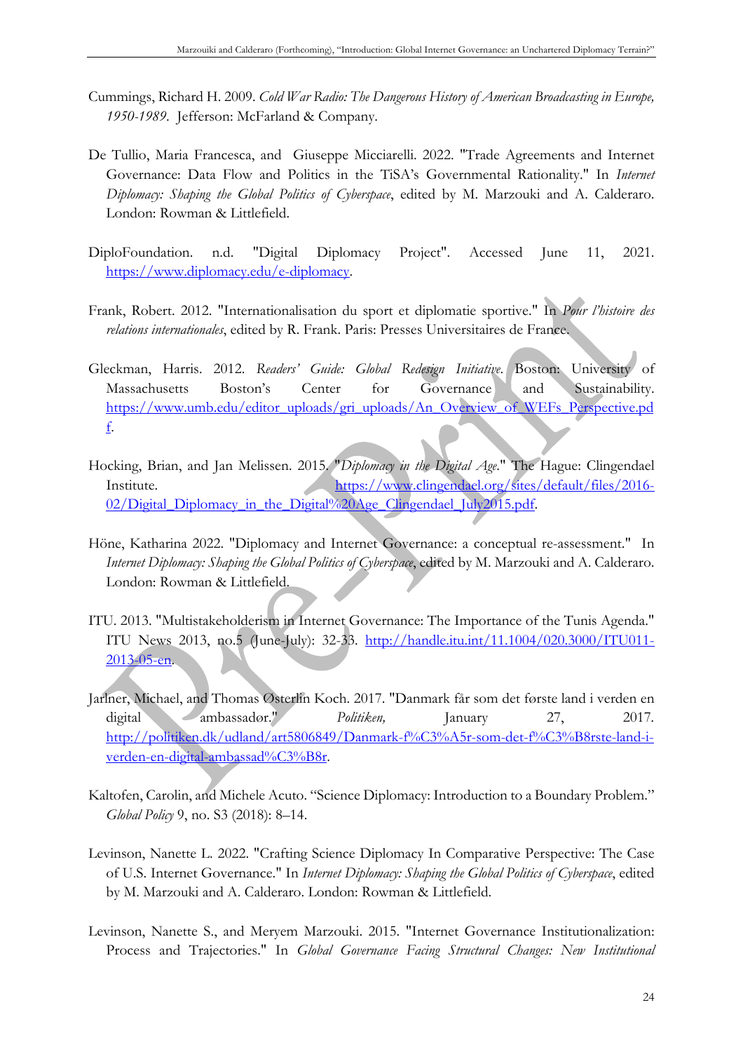Cummings, Richard H. 2009. *Cold War Radio: The Dangerous History of American Broadcasting in Europe, 1950-1989*. Jefferson: McFarland & Company.

De Tullio, Maria Francesca, and Giuseppe Micciarelli. 2022. "Trade Agreements and Internet Governance: Data Flow and Politics in the TiSA's Governmental Rationality." In *Internet Diplomacy: Shaping the Global Politics of Cyberspace*, edited by M. Marzouki and A. Calderaro. London: Rowman & Littlefield.

DiploFoundation. n.d. "Digital Diplomacy Project". Accessed June 11, 2021. https://www.diplomacy.edu/e-diplomacy.

Frank, Robert. 2012. "Internationalisation du sport et diplomatie sportive." In *Pour l'histoire des relations internationales*, edited by R. Frank. Paris: Presses Universitaires de France.

Gleckman, Harris. 2012. *Readers' Guide: Global Redesign Initiative*. Boston: University of Massachusetts Boston's Center for Governance and Sustainability. https://www.umb.edu/editor_uploads/gri_uploads/An_Overview_of_WEFs_Perspective.pdf.

Hocking, Brian, and Jan Melissen. 2015. "*Diplomacy in the Digital Age*." The Hague: Clingendael Institute. https://www.clingendael.org/sites/default/files/2016-02/Digital_Diplomacy_in_the_Digital%20Age_Clingendael_July2015.pdf.

Höne, Katharina 2022. "Diplomacy and Internet Governance: a conceptual re-assessment." In *Internet Diplomacy: Shaping the Global Politics of Cyberspace*, edited by M. Marzouki and A. Calderaro. London: Rowman & Littlefield.

ITU. 2013. "Multistakeholderism in Internet Governance: The Importance of the Tunis Agenda." ITU News 2013, no.5 (June-July): 32-33. http://handle.itu.int/11.1004/020.3000/ITU011-2013-05-en.

Jarlner, Michael, and Thomas Østerlin Koch. 2017. "Danmark får som det første land i verden en digital ambassadør." *Politiken,* January 27, 2017. http://politiken.dk/udland/art5806849/Danmark-f%C3%A5r-som-det-f%C3%B8rste-land-i-verden-en-digital-ambassad%C3%B8r.

Kaltofen, Carolin, and Michele Acuto. "Science Diplomacy: Introduction to a Boundary Problem." *Global Policy* 9, no. S3 (2018): 8–14.

Levinson, Nanette L. 2022. "Crafting Science Diplomacy In Comparative Perspective: The Case of U.S. Internet Governance." In *Internet Diplomacy: Shaping the Global Politics of Cyberspace*, edited by M. Marzouki and A. Calderaro. London: Rowman & Littlefield.

Levinson, Nanette S., and Meryem Marzouki. 2015. "Internet Governance Institutionalization: Process and Trajectories." In *Global Governance Facing Structural Changes: New Institutional*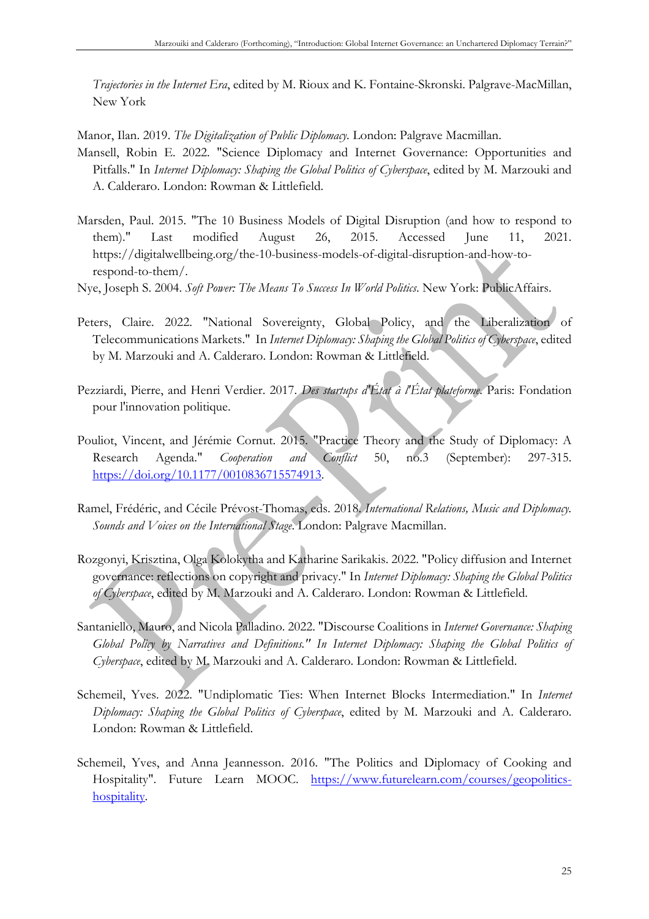*Trajectories in the Internet Era*, edited by M. Rioux and K. Fontaine-Skronski. Palgrave-MacMillan, New York

Manor, Ilan. 2019. *The Digitalization of Public Diplomacy*. London: Palgrave Macmillan.

Mansell, Robin E. 2022. "Science Diplomacy and Internet Governance: Opportunities and Pitfalls." In *Internet Diplomacy: Shaping the Global Politics of Cyberspace*, edited by M. Marzouki and A. Calderaro. London: Rowman & Littlefield.

Marsden, Paul. 2015. "The 10 Business Models of Digital Disruption (and how to respond to them)." Last modified August 26, 2015. Accessed June 11, 2021. https://digitalwellbeing.org/the-10-business-models-of-digital-disruption-and-how-to-respond-to-them/.

Nye, Joseph S. 2004. *Soft Power: The Means To Success In World Politics*. New York: PublicAffairs.

Peters, Claire. 2022. "National Sovereignty, Global Policy, and the Liberalization of Telecommunications Markets." In *Internet Diplomacy: Shaping the Global Politics of Cyberspace*, edited by M. Marzouki and A. Calderaro. London: Rowman & Littlefield.

Pezziardi, Pierre, and Henri Verdier. 2017. *Des startups d'État à l'État plateforme*. Paris: Fondation pour l'innovation politique.

Pouliot, Vincent, and Jérémie Cornut. 2015. "Practice Theory and the Study of Diplomacy: A Research Agenda." *Cooperation and Conflict* 50, no.3 (September): 297-315. https://doi.org/10.1177/0010836715574913.

Ramel, Frédéric, and Cécile Prévost-Thomas, eds. 2018. *International Relations, Music and Diplomacy. Sounds and Voices on the International Stage*. London: Palgrave Macmillan.

Rozgonyi, Krisztina, Olga Kolokytha and Katharine Sarikakis. 2022. "Policy diffusion and Internet governance: reflections on copyright and privacy." In *Internet Diplomacy: Shaping the Global Politics of Cyberspace*, edited by M. Marzouki and A. Calderaro. London: Rowman & Littlefield.

Santaniello, Mauro, and Nicola Palladino. 2022. "Discourse Coalitions in *Internet Governance: Shaping Global Policy by Narratives and Definitions." In Internet Diplomacy: Shaping the Global Politics of Cyberspace*, edited by M. Marzouki and A. Calderaro. London: Rowman & Littlefield.

Schemeil, Yves. 2022. "Undiplomatic Ties: When Internet Blocks Intermediation." In *Internet Diplomacy: Shaping the Global Politics of Cyberspace*, edited by M. Marzouki and A. Calderaro. London: Rowman & Littlefield.

Schemeil, Yves, and Anna Jeannesson. 2016. "The Politics and Diplomacy of Cooking and Hospitality". Future Learn MOOC. https://www.futurelearn.com/courses/geopolitics-hospitality.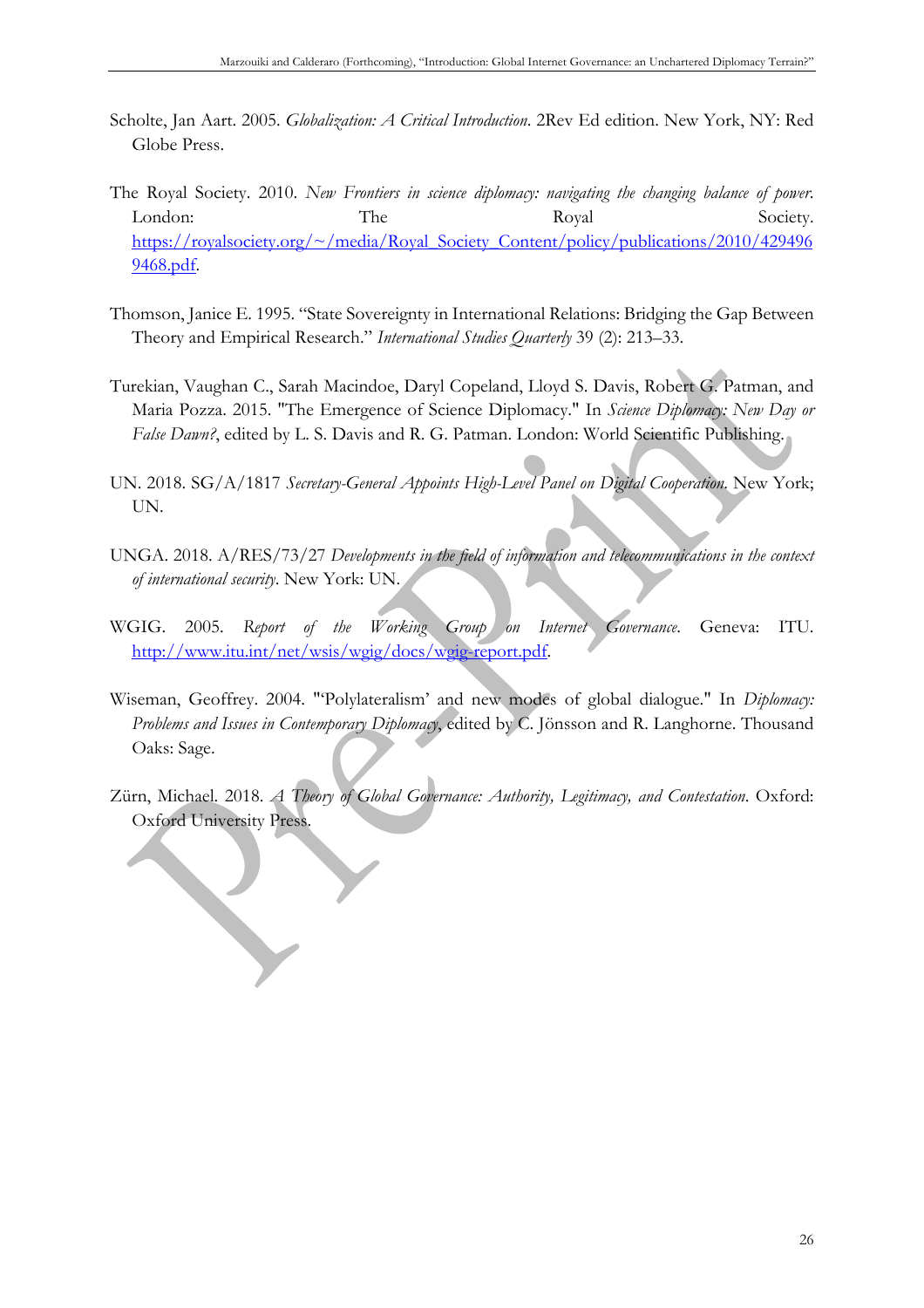Scholte, Jan Aart. 2005. *Globalization: A Critical Introduction*. 2Rev Ed edition. New York, NY: Red Globe Press.

The Royal Society. 2010. *New Frontiers in science diplomacy: navigating the changing balance of power*. London: The Royal Society. https://royalsociety.org/~/media/Royal_Society_Content/policy/publications/2010/4294969468.pdf.

Thomson, Janice E. 1995. "State Sovereignty in International Relations: Bridging the Gap Between Theory and Empirical Research." *International Studies Quarterly* 39 (2): 213–33.

Turekian, Vaughan C., Sarah Macindoe, Daryl Copeland, Lloyd S. Davis, Robert G. Patman, and Maria Pozza. 2015. "The Emergence of Science Diplomacy." In *Science Diplomacy: New Day or False Dawn?*, edited by L. S. Davis and R. G. Patman. London: World Scientific Publishing.

UN. 2018. SG/A/1817 *Secretary-General Appoints High-Level Panel on Digital Cooperation*. New York; UN.

UNGA. 2018. A/RES/73/27 *Developments in the field of information and telecommunications in the context of international security*. New York: UN.

WGIG. 2005. *Report of the Working Group on Internet Governance*. Geneva: ITU. http://www.itu.int/net/wsis/wgig/docs/wgig-report.pdf.

Wiseman, Geoffrey. 2004. "'Polylateralism' and new modes of global dialogue." In *Diplomacy: Problems and Issues in Contemporary Diplomacy*, edited by C. Jönsson and R. Langhorne. Thousand Oaks: Sage.

Zürn, Michael. 2018. *A Theory of Global Governance: Authority, Legitimacy, and Contestation*. Oxford: Oxford University Press.